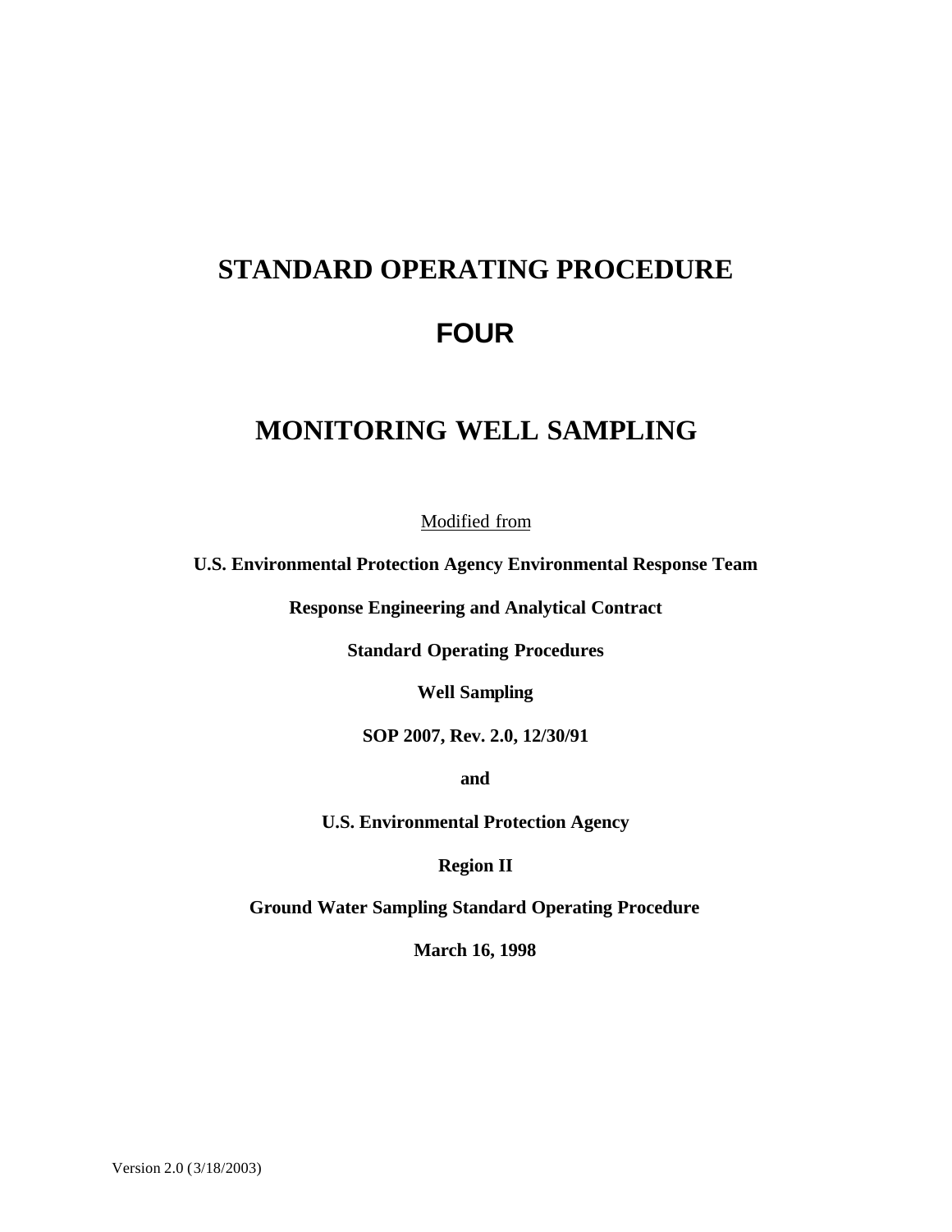# STANDARD OPERATING PROCEDURE

# FOUR

# MONITORING WELL SAMPLING

Modified from

**U.S. Environmental Protection Agency Environmental Response Team**

**Response Engineering and Analytical Contract**

**Standard Operating Procedures**

**Well Sampling**

**SOP 2007, Rev. 2.0, 12/30/91**

**and**

**U.S. Environmental Protection Agency**

**Region II**

**Ground Water Sampling Standard Operating Procedure**

**March 16, 1998**

Version 2.0 (3/18/2003)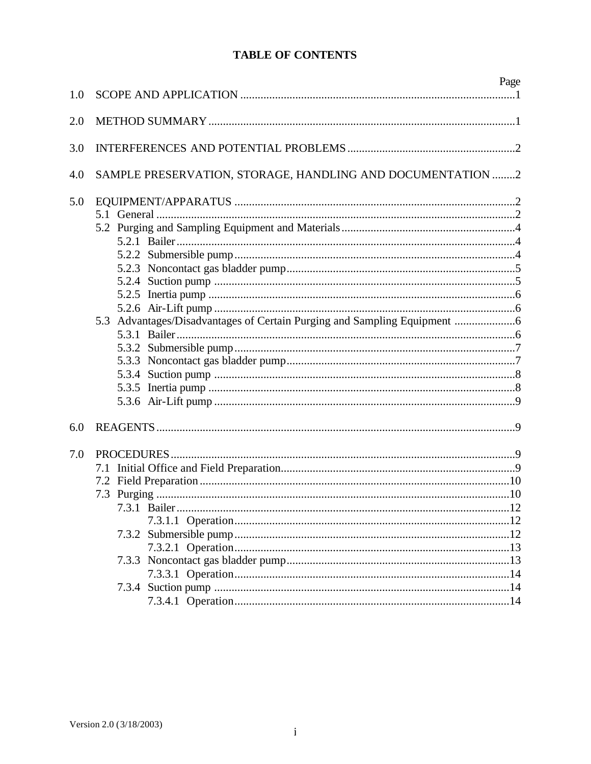# TABLE OF CONTENTS

| | | Page |
|---|---|---|
| 1.0 | SCOPE AND APPLICATION | 1 |
| 2.0 | METHOD SUMMARY | 1 |
| 3.0 | INTERFERENCES AND POTENTIAL PROBLEMS | 2 |
| 4.0 | SAMPLE PRESERVATION, STORAGE, HANDLING AND DOCUMENTATION | 2 |
| 5.0 | EQUIPMENT/APPARATUS | 2 |
| | 5.1 General | 2 |
| | 5.2 Purging and Sampling Equipment and Materials | 4 |
| | 5.2.1 Bailer | 4 |
| | 5.2.2 Submersible pump | 4 |
| | 5.2.3 Noncontact gas bladder pump | 5 |
| | 5.2.4 Suction pump | 5 |
| | 5.2.5 Inertia pump | 6 |
| | 5.2.6 Air-Lift pump | 6 |
| | 5.3 Advantages/Disadvantages of Certain Purging and Sampling Equipment | 6 |
| | 5.3.1 Bailer | 6 |
| | 5.3.2 Submersible pump | 7 |
| | 5.3.3 Noncontact gas bladder pump | 7 |
| | 5.3.4 Suction pump | 8 |
| | 5.3.5 Inertia pump | 8 |
| | 5.3.6 Air-Lift pump | 9 |
| 6.0 | REAGENTS | 9 |
| 7.0 | PROCEDURES | 9 |
| | 7.1 Initial Office and Field Preparation | 9 |
| | 7.2 Field Preparation | 10 |
| | 7.3 Purging | 10 |
| | 7.3.1 Bailer | 12 |
| | 7.3.1.1 Operation | 12 |
| | 7.3.2 Submersible pump | 12 |
| | 7.3.2.1 Operation | 13 |
| | 7.3.3 Noncontact gas bladder pump | 13 |
| | 7.3.3.1 Operation | 14 |
| | 7.3.4 Suction pump | 14 |
| | 7.3.4.1 Operation | 14 |

Version 2.0 (3/18/2003)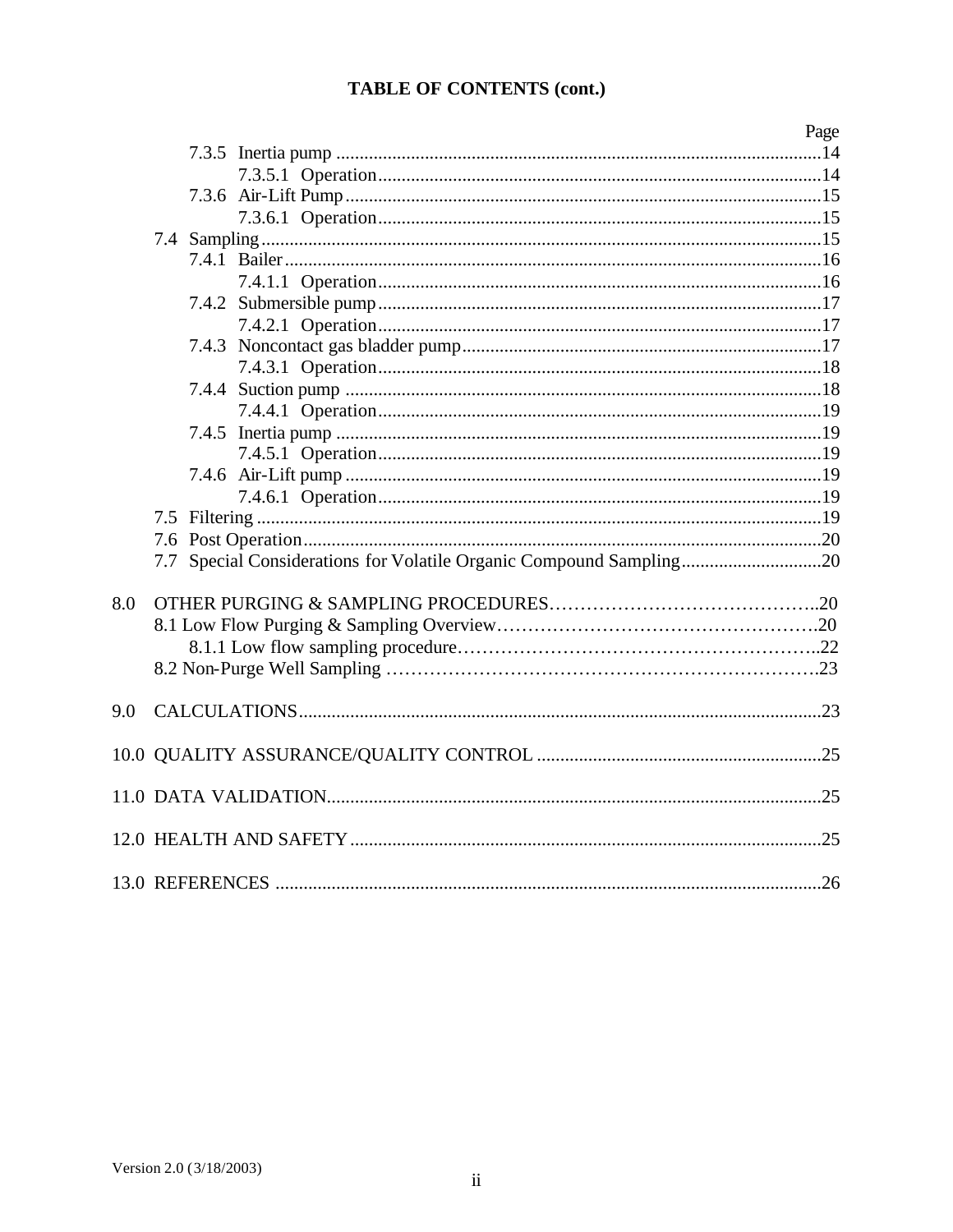## TABLE OF CONTENTS (cont.)

| | Page |
|---|---|
| 7.3.5 Inertia pump | 14 |
| 7.3.5.1 Operation | 14 |
| 7.3.6 Air-Lift Pump | 15 |
| 7.3.6.1 Operation | 15 |
| 7.4 Sampling | 15 |
| 7.4.1 Bailer | 16 |
| 7.4.1.1 Operation | 16 |
| 7.4.2 Submersible pump | 17 |
| 7.4.2.1 Operation | 17 |
| 7.4.3 Noncontact gas bladder pump | 17 |
| 7.4.3.1 Operation | 18 |
| 7.4.4 Suction pump | 18 |
| 7.4.4.1 Operation | 19 |
| 7.4.5 Inertia pump | 19 |
| 7.4.5.1 Operation | 19 |
| 7.4.6 Air-Lift pump | 19 |
| 7.4.6.1 Operation | 19 |
| 7.5 Filtering | 19 |
| 7.6 Post Operation | 20 |
| 7.7 Special Considerations for Volatile Organic Compound Sampling | 20 |
| 8.0 OTHER PURGING & SAMPLING PROCEDURES | 20 |
| 8.1 Low Flow Purging & Sampling Overview | 20 |
| 8.1.1 Low flow sampling procedure | 22 |
| 8.2 Non-Purge Well Sampling | 23 |
| 9.0 CALCULATIONS | 23 |
| 10.0 QUALITY ASSURANCE/QUALITY CONTROL | 25 |
| 11.0 DATA VALIDATION | 25 |
| 12.0 HEALTH AND SAFETY | 25 |
| 13.0 REFERENCES | 26 |

Version 2.0 (3/18/2003)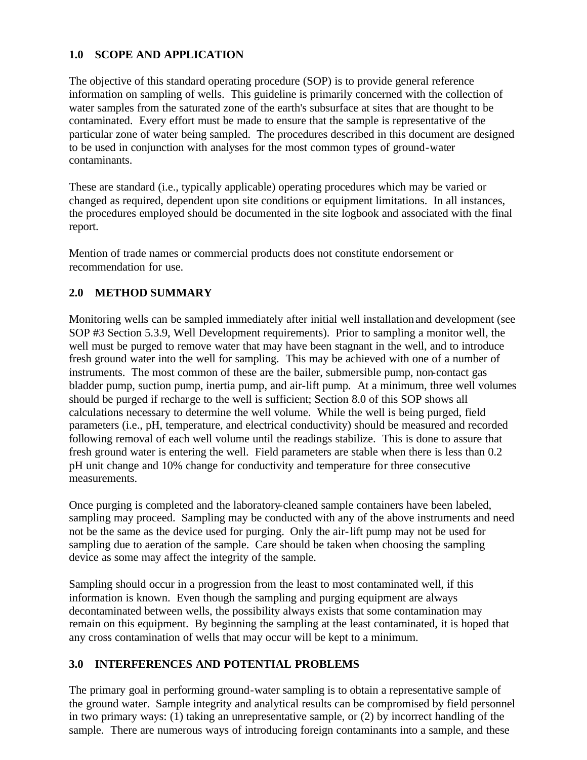## 1.0 SCOPE AND APPLICATION

The objective of this standard operating procedure (SOP) is to provide general reference information on sampling of wells. This guideline is primarily concerned with the collection of water samples from the saturated zone of the earth's subsurface at sites that are thought to be contaminated. Every effort must be made to ensure that the sample is representative of the particular zone of water being sampled. The procedures described in this document are designed to be used in conjunction with analyses for the most common types of ground-water contaminants.

These are standard (i.e., typically applicable) operating procedures which may be varied or changed as required, dependent upon site conditions or equipment limitations. In all instances, the procedures employed should be documented in the site logbook and associated with the final report.

Mention of trade names or commercial products does not constitute endorsement or recommendation for use.

## 2.0 METHOD SUMMARY

Monitoring wells can be sampled immediately after initial well installation and development (see SOP #3 Section 5.3.9, Well Development requirements). Prior to sampling a monitor well, the well must be purged to remove water that may have been stagnant in the well, and to introduce fresh ground water into the well for sampling. This may be achieved with one of a number of instruments. The most common of these are the bailer, submersible pump, non-contact gas bladder pump, suction pump, inertia pump, and air-lift pump. At a minimum, three well volumes should be purged if recharge to the well is sufficient; Section 8.0 of this SOP shows all calculations necessary to determine the well volume. While the well is being purged, field parameters (i.e., pH, temperature, and electrical conductivity) should be measured and recorded following removal of each well volume until the readings stabilize. This is done to assure that fresh ground water is entering the well. Field parameters are stable when there is less than 0.2 pH unit change and 10% change for conductivity and temperature for three consecutive measurements.

Once purging is completed and the laboratory-cleaned sample containers have been labeled, sampling may proceed. Sampling may be conducted with any of the above instruments and need not be the same as the device used for purging. Only the air-lift pump may not be used for sampling due to aeration of the sample. Care should be taken when choosing the sampling device as some may affect the integrity of the sample.

Sampling should occur in a progression from the least to most contaminated well, if this information is known. Even though the sampling and purging equipment are always decontaminated between wells, the possibility always exists that some contamination may remain on this equipment. By beginning the sampling at the least contaminated, it is hoped that any cross contamination of wells that may occur will be kept to a minimum.

## 3.0 INTERFERENCES AND POTENTIAL PROBLEMS

The primary goal in performing ground-water sampling is to obtain a representative sample of the ground water. Sample integrity and analytical results can be compromised by field personnel in two primary ways: (1) taking an unrepresentative sample, or (2) by incorrect handling of the sample. There are numerous ways of introducing foreign contaminants into a sample, and these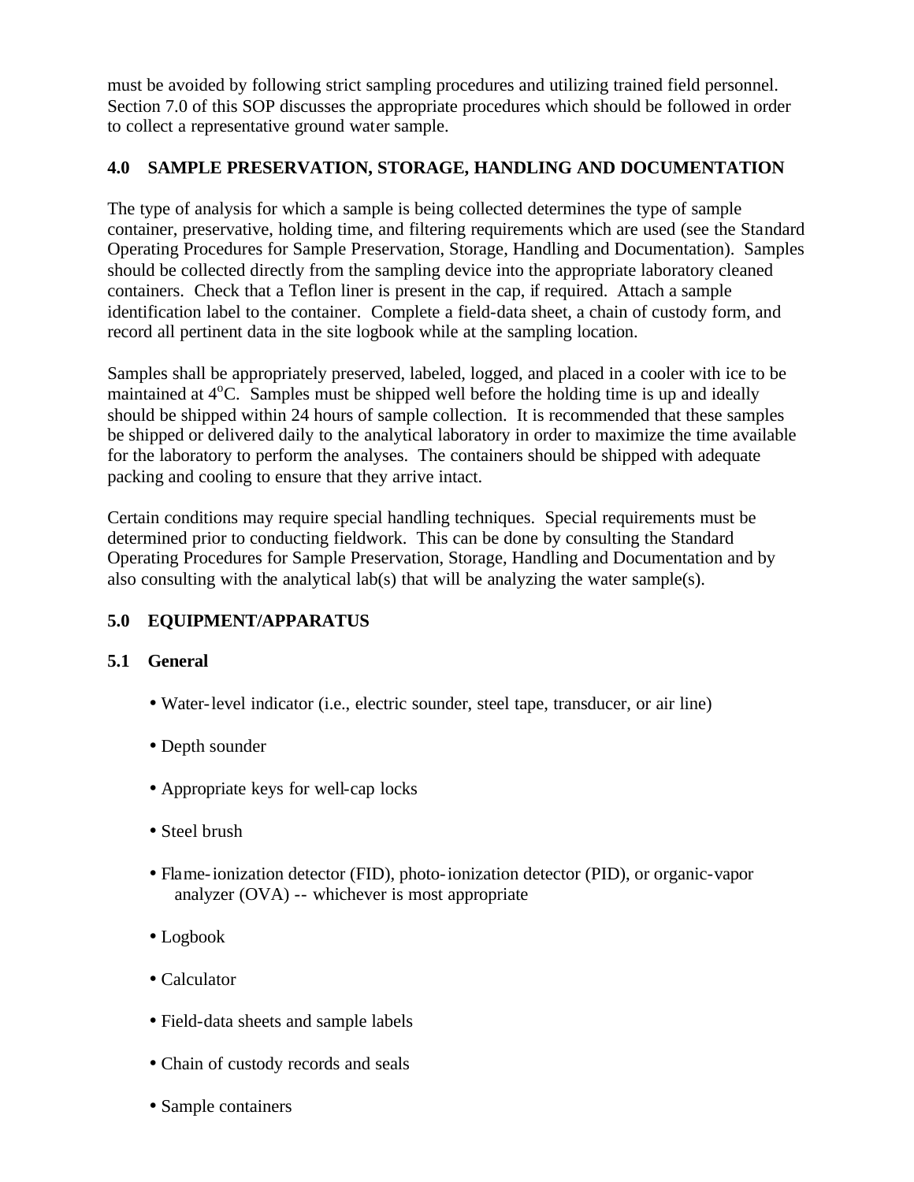must be avoided by following strict sampling procedures and utilizing trained field personnel. Section 7.0 of this SOP discusses the appropriate procedures which should be followed in order to collect a representative ground water sample.

## 4.0 SAMPLE PRESERVATION, STORAGE, HANDLING AND DOCUMENTATION

The type of analysis for which a sample is being collected determines the type of sample container, preservative, holding time, and filtering requirements which are used (see the Standard Operating Procedures for Sample Preservation, Storage, Handling and Documentation). Samples should be collected directly from the sampling device into the appropriate laboratory cleaned containers. Check that a Teflon liner is present in the cap, if required. Attach a sample identification label to the container. Complete a field-data sheet, a chain of custody form, and record all pertinent data in the site logbook while at the sampling location.

Samples shall be appropriately preserved, labeled, logged, and placed in a cooler with ice to be maintained at $4^{o}C$. Samples must be shipped well before the holding time is up and ideally should be shipped within 24 hours of sample collection. It is recommended that these samples be shipped or delivered daily to the analytical laboratory in order to maximize the time available for the laboratory to perform the analyses. The containers should be shipped with adequate packing and cooling to ensure that they arrive intact.

Certain conditions may require special handling techniques. Special requirements must be determined prior to conducting fieldwork. This can be done by consulting the Standard Operating Procedures for Sample Preservation, Storage, Handling and Documentation and by also consulting with the analytical lab(s) that will be analyzing the water sample(s).

## 5.0 EQUIPMENT/APPARATUS

### 5.1 General

- Water-level indicator (i.e., electric sounder, steel tape, transducer, or air line)
- Depth sounder
- Appropriate keys for well-cap locks
- Steel brush
- Flame-ionization detector (FID), photo-ionization detector (PID), or organic-vapor analyzer (OVA) -- whichever is most appropriate
- Logbook
- Calculator
- Field-data sheets and sample labels
- Chain of custody records and seals
- Sample containers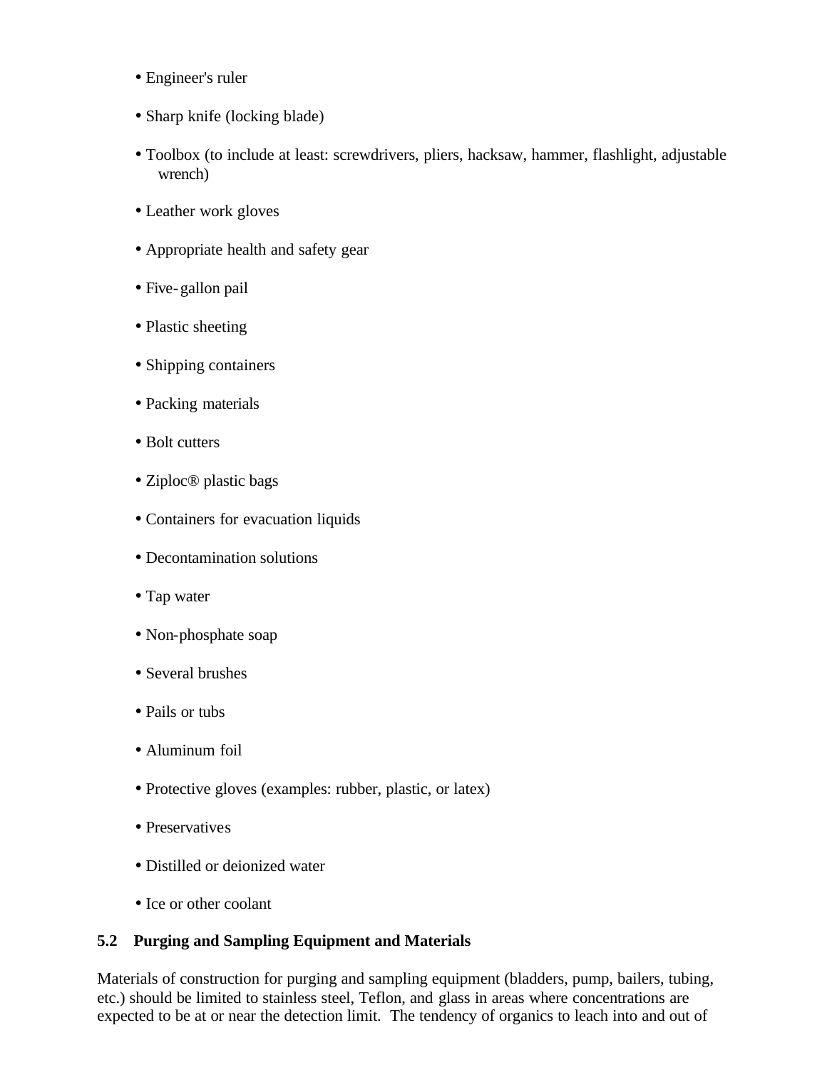- Engineer's ruler
- Sharp knife (locking blade)
- Toolbox (to include at least: screwdrivers, pliers, hacksaw, hammer, flashlight, adjustable wrench)
- Leather work gloves
- Appropriate health and safety gear
- Five-gallon pail
- Plastic sheeting
- Shipping containers
- Packing materials
- Bolt cutters
- Ziploc® plastic bags
- Containers for evacuation liquids
- Decontamination solutions
- Tap water
- Non-phosphate soap
- Several brushes
- Pails or tubs
- Aluminum foil
- Protective gloves (examples: rubber, plastic, or latex)
- Preservatives
- Distilled or deionized water
- Ice or other coolant

### 5.2 Purging and Sampling Equipment and Materials

Materials of construction for purging and sampling equipment (bladders, pump, bailers, tubing, etc.) should be limited to stainless steel, Teflon, and glass in areas where concentrations are expected to be at or near the detection limit. The tendency of organics to leach into and out of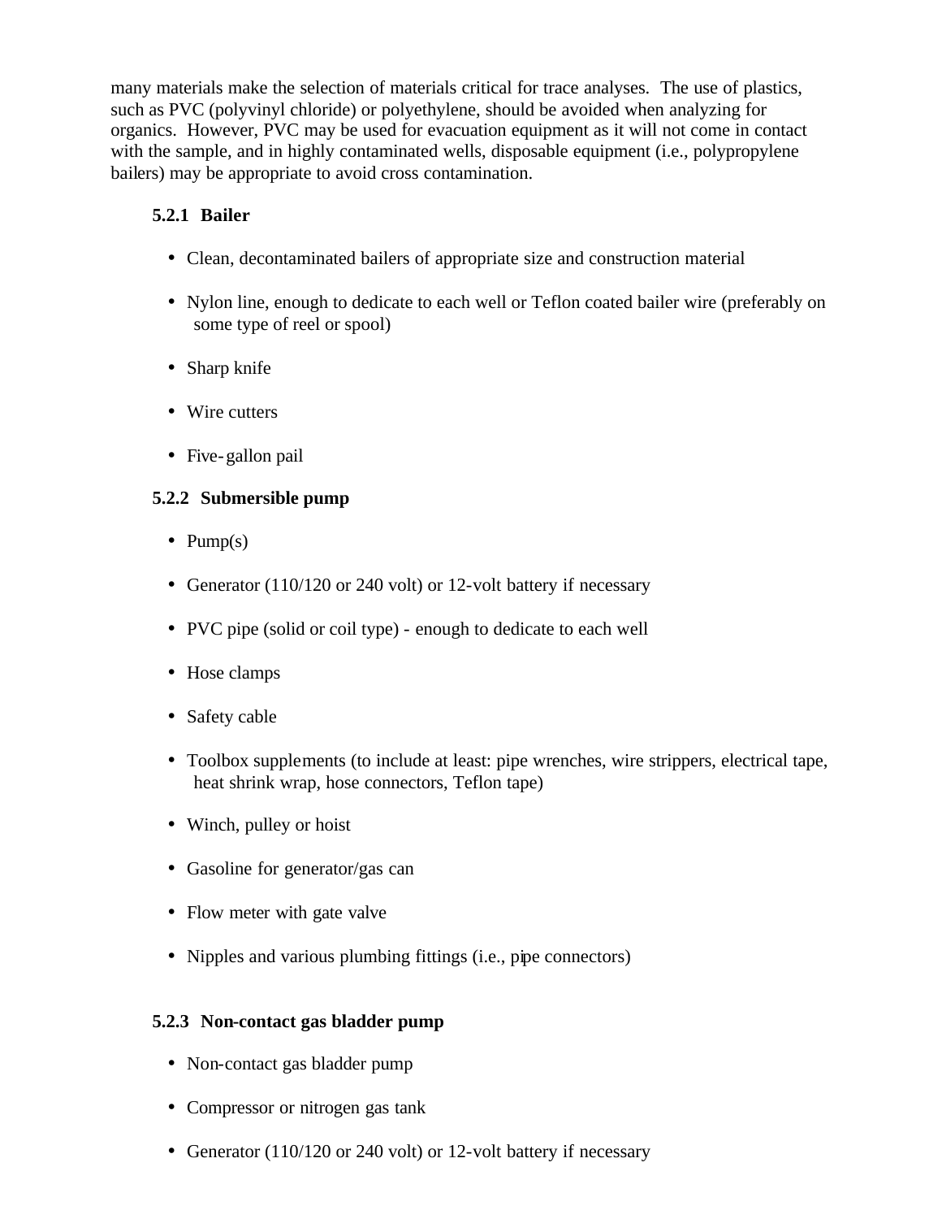many materials make the selection of materials critical for trace analyses. The use of plastics, such as PVC (polyvinyl chloride) or polyethylene, should be avoided when analyzing for organics. However, PVC may be used for evacuation equipment as it will not come in contact with the sample, and in highly contaminated wells, disposable equipment (i.e., polypropylene bailers) may be appropriate to avoid cross contamination.

### 5.2.1 Bailer

- Clean, decontaminated bailers of appropriate size and construction material
- Nylon line, enough to dedicate to each well or Teflon coated bailer wire (preferably on some type of reel or spool)
- Sharp knife
- Wire cutters
- Five-gallon pail

### 5.2.2 Submersible pump

- Pump(s)
- Generator (110/120 or 240 volt) or 12-volt battery if necessary
- PVC pipe (solid or coil type) - enough to dedicate to each well
- Hose clamps
- Safety cable
- Toolbox supplements (to include at least: pipe wrenches, wire strippers, electrical tape, heat shrink wrap, hose connectors, Teflon tape)
- Winch, pulley or hoist
- Gasoline for generator/gas can
- Flow meter with gate valve
- Nipples and various plumbing fittings (i.e., pipe connectors)

### 5.2.3 Non-contact gas bladder pump

- Non-contact gas bladder pump
- Compressor or nitrogen gas tank
- Generator (110/120 or 240 volt) or 12-volt battery if necessary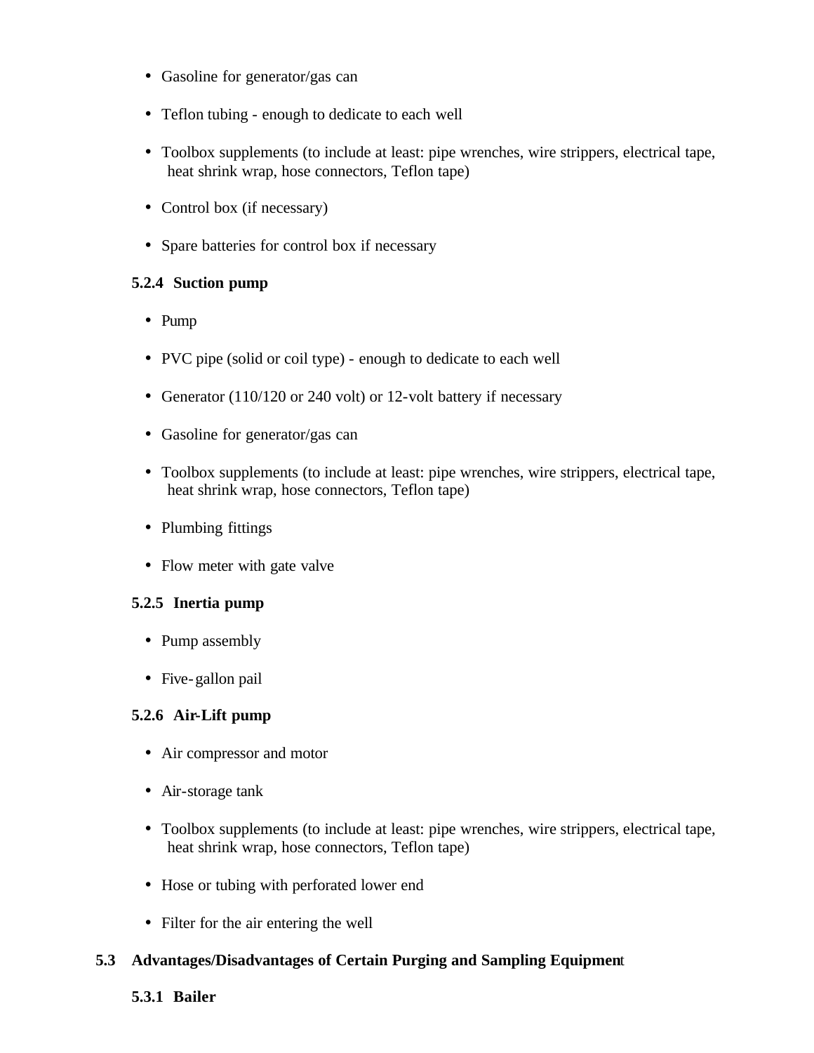- Gasoline for generator/gas can
- Teflon tubing - enough to dedicate to each well
- Toolbox supplements (to include at least: pipe wrenches, wire strippers, electrical tape, heat shrink wrap, hose connectors, Teflon tape)
- Control box (if necessary)
- Spare batteries for control box if necessary

### 5.2.4 Suction pump

- Pump
- PVC pipe (solid or coil type) - enough to dedicate to each well
- Generator (110/120 or 240 volt) or 12-volt battery if necessary
- Gasoline for generator/gas can
- Toolbox supplements (to include at least: pipe wrenches, wire strippers, electrical tape, heat shrink wrap, hose connectors, Teflon tape)
- Plumbing fittings
- Flow meter with gate valve

### 5.2.5 Inertia pump

- Pump assembly
- Five-gallon pail

### 5.2.6 Air-Lift pump

- Air compressor and motor
- Air-storage tank
- Toolbox supplements (to include at least: pipe wrenches, wire strippers, electrical tape, heat shrink wrap, hose connectors, Teflon tape)
- Hose or tubing with perforated lower end
- Filter for the air entering the well

## 5.3 Advantages/Disadvantages of Certain Purging and Sampling Equipment

### 5.3.1 Bailer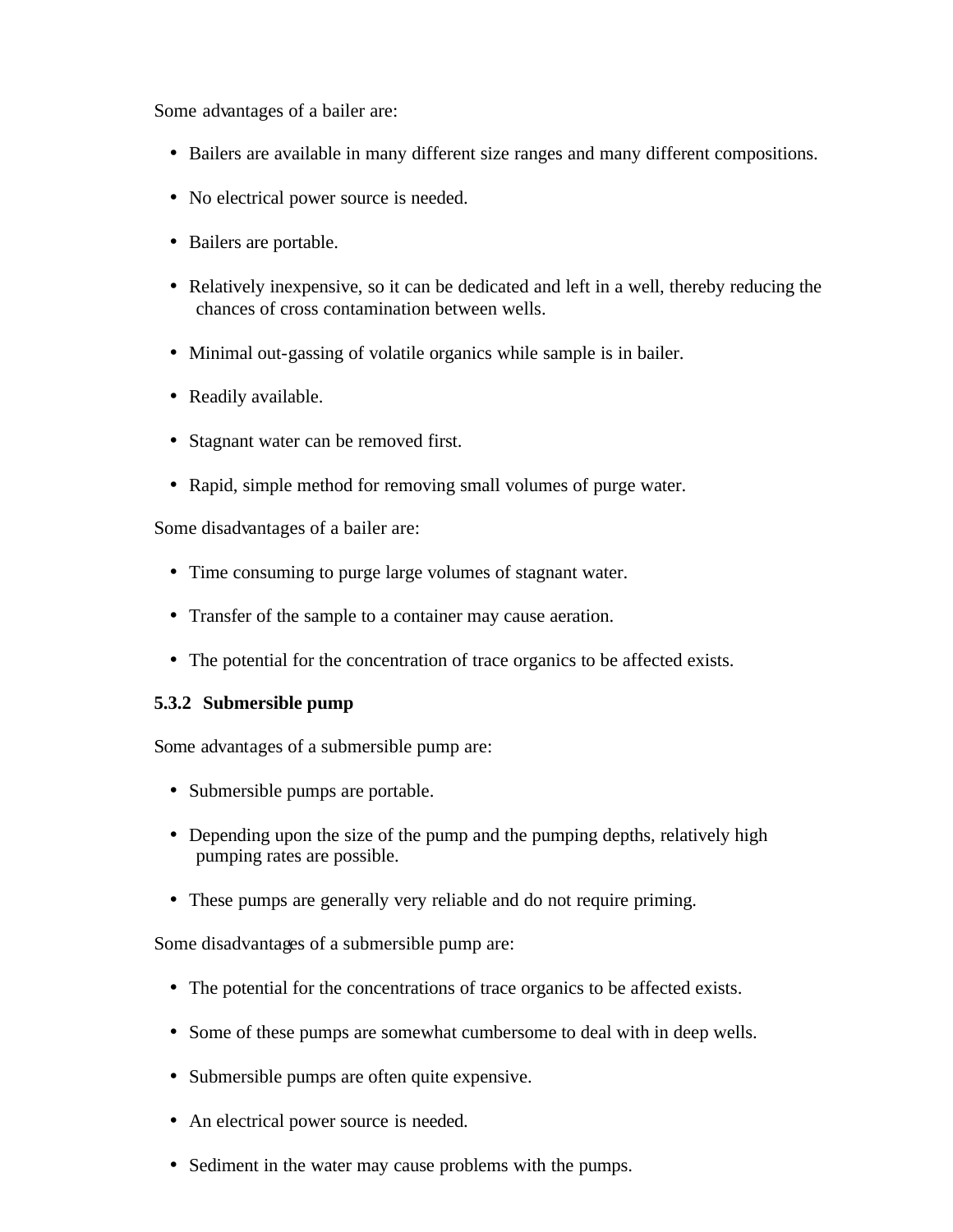Some advantages of a bailer are:

- Bailers are available in many different size ranges and many different compositions.
- No electrical power source is needed.
- Bailers are portable.
- Relatively inexpensive, so it can be dedicated and left in a well, thereby reducing the chances of cross contamination between wells.
- Minimal out-gassing of volatile organics while sample is in bailer.
- Readily available.
- Stagnant water can be removed first.
- Rapid, simple method for removing small volumes of purge water.

Some disadvantages of a bailer are:

- Time consuming to purge large volumes of stagnant water.
- Transfer of the sample to a container may cause aeration.
- The potential for the concentration of trace organics to be affected exists.

### 5.3.2 Submersible pump

Some advantages of a submersible pump are:

- Submersible pumps are portable.
- Depending upon the size of the pump and the pumping depths, relatively high pumping rates are possible.
- These pumps are generally very reliable and do not require priming.

Some disadvantages of a submersible pump are:

- The potential for the concentrations of trace organics to be affected exists.
- Some of these pumps are somewhat cumbersome to deal with in deep wells.
- Submersible pumps are often quite expensive.
- An electrical power source is needed.
- Sediment in the water may cause problems with the pumps.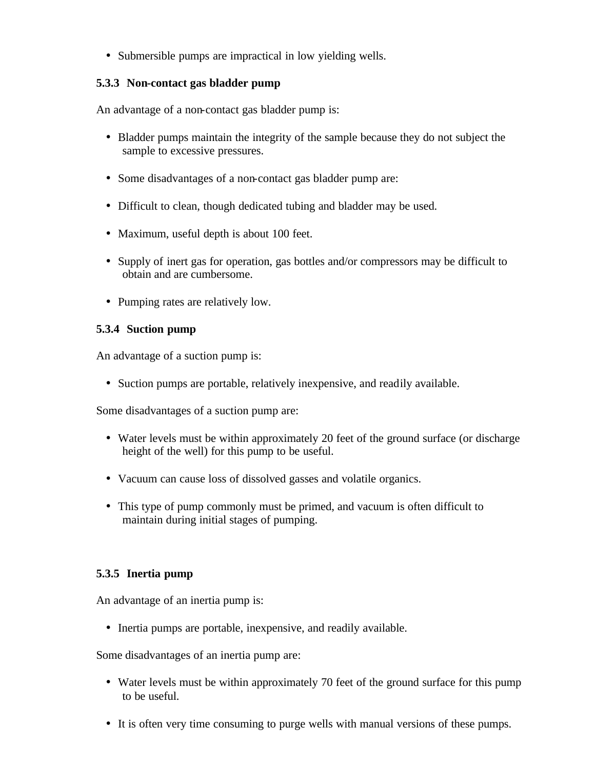- Submersible pumps are impractical in low yielding wells.

### 5.3.3 Non-contact gas bladder pump

An advantage of a non-contact gas bladder pump is:

- Bladder pumps maintain the integrity of the sample because they do not subject the sample to excessive pressures.

- Some disadvantages of a non-contact gas bladder pump are:

- Difficult to clean, though dedicated tubing and bladder may be used.

- Maximum, useful depth is about 100 feet.

- Supply of inert gas for operation, gas bottles and/or compressors may be difficult to obtain and are cumbersome.

- Pumping rates are relatively low.

### 5.3.4 Suction pump

An advantage of a suction pump is:

- Suction pumps are portable, relatively inexpensive, and readily available.

Some disadvantages of a suction pump are:

- Water levels must be within approximately 20 feet of the ground surface (or discharge height of the well) for this pump to be useful.

- Vacuum can cause loss of dissolved gasses and volatile organics.

- This type of pump commonly must be primed, and vacuum is often difficult to maintain during initial stages of pumping.

### 5.3.5 Inertia pump

An advantage of an inertia pump is:

- Inertia pumps are portable, inexpensive, and readily available.

Some disadvantages of an inertia pump are:

- Water levels must be within approximately 70 feet of the ground surface for this pump to be useful.

- It is often very time consuming to purge wells with manual versions of these pumps.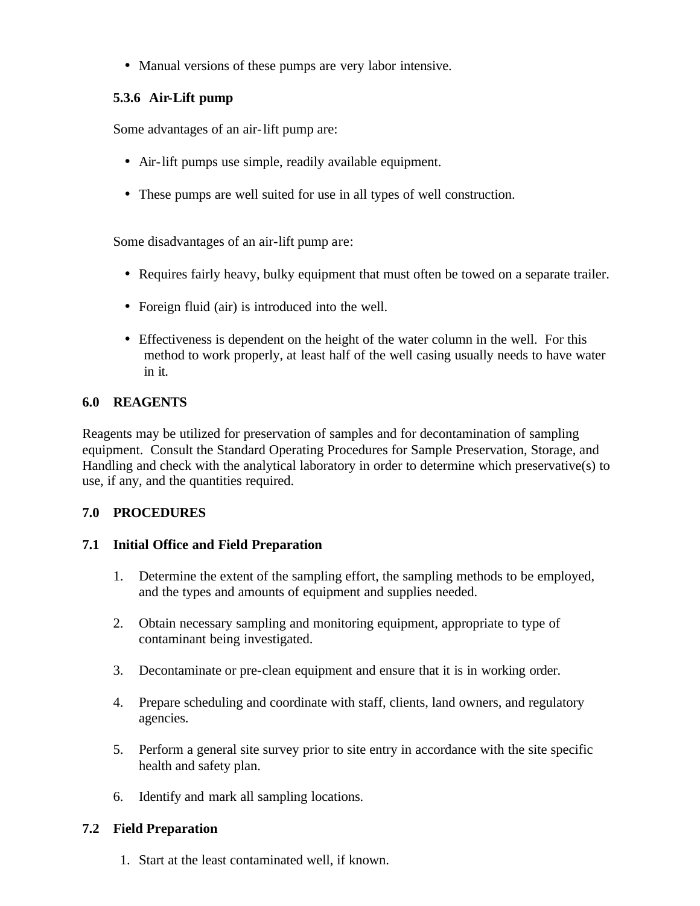- Manual versions of these pumps are very labor intensive.

### 5.3.6 Air-Lift pump

Some advantages of an air-lift pump are:

- Air-lift pumps use simple, readily available equipment.
- These pumps are well suited for use in all types of well construction.

Some disadvantages of an air-lift pump are:

- Requires fairly heavy, bulky equipment that must often be towed on a separate trailer.
- Foreign fluid (air) is introduced into the well.
- Effectiveness is dependent on the height of the water column in the well. For this method to work properly, at least half of the well casing usually needs to have water in it.

## 6.0 REAGENTS

Reagents may be utilized for preservation of samples and for decontamination of sampling equipment. Consult the Standard Operating Procedures for Sample Preservation, Storage, and Handling and check with the analytical laboratory in order to determine which preservative(s) to use, if any, and the quantities required.

## 7.0 PROCEDURES

### 7.1 Initial Office and Field Preparation

1. Determine the extent of the sampling effort, the sampling methods to be employed, and the types and amounts of equipment and supplies needed.
2. Obtain necessary sampling and monitoring equipment, appropriate to type of contaminant being investigated.
3. Decontaminate or pre-clean equipment and ensure that it is in working order.
4. Prepare scheduling and coordinate with staff, clients, land owners, and regulatory agencies.
5. Perform a general site survey prior to site entry in accordance with the site specific health and safety plan.
6. Identify and mark all sampling locations.

### 7.2 Field Preparation

1. Start at the least contaminated well, if known.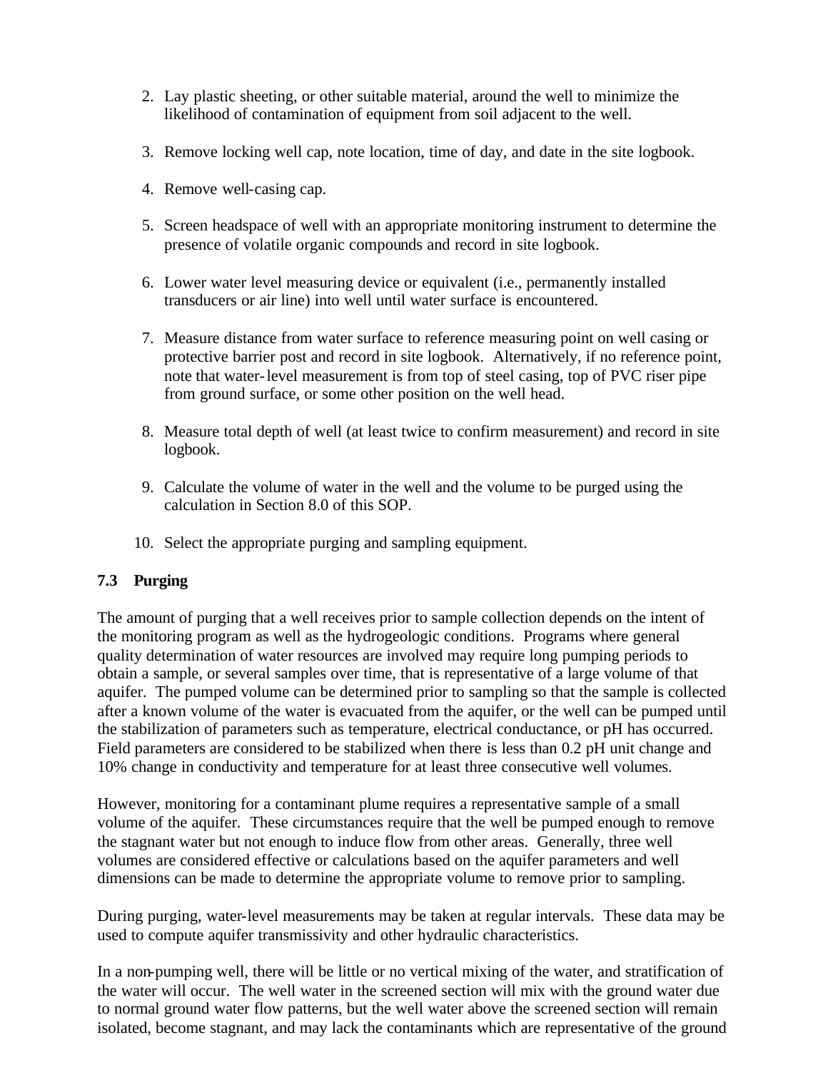2. Lay plastic sheeting, or other suitable material, around the well to minimize the likelihood of contamination of equipment from soil adjacent to the well.

3. Remove locking well cap, note location, time of day, and date in the site logbook.

4. Remove well-casing cap.

5. Screen headspace of well with an appropriate monitoring instrument to determine the presence of volatile organic compounds and record in site logbook.

6. Lower water level measuring device or equivalent (i.e., permanently installed transducers or air line) into well until water surface is encountered.

7. Measure distance from water surface to reference measuring point on well casing or protective barrier post and record in site logbook. Alternatively, if no reference point, note that water-level measurement is from top of steel casing, top of PVC riser pipe from ground surface, or some other position on the well head.

8. Measure total depth of well (at least twice to confirm measurement) and record in site logbook.

9. Calculate the volume of water in the well and the volume to be purged using the calculation in Section 8.0 of this SOP.

10. Select the appropriate purging and sampling equipment.

### 7.3 Purging

The amount of purging that a well receives prior to sample collection depends on the intent of the monitoring program as well as the hydrogeologic conditions. Programs where general quality determination of water resources are involved may require long pumping periods to obtain a sample, or several samples over time, that is representative of a large volume of that aquifer. The pumped volume can be determined prior to sampling so that the sample is collected after a known volume of the water is evacuated from the aquifer, or the well can be pumped until the stabilization of parameters such as temperature, electrical conductance, or pH has occurred. Field parameters are considered to be stabilized when there is less than 0.2 pH unit change and 10% change in conductivity and temperature for at least three consecutive well volumes.

However, monitoring for a contaminant plume requires a representative sample of a small volume of the aquifer. These circumstances require that the well be pumped enough to remove the stagnant water but not enough to induce flow from other areas. Generally, three well volumes are considered effective or calculations based on the aquifer parameters and well dimensions can be made to determine the appropriate volume to remove prior to sampling.

During purging, water-level measurements may be taken at regular intervals. These data may be used to compute aquifer transmissivity and other hydraulic characteristics.

In a non-pumping well, there will be little or no vertical mixing of the water, and stratification of the water will occur. The well water in the screened section will mix with the ground water due to normal ground water flow patterns, but the well water above the screened section will remain isolated, become stagnant, and may lack the contaminants which are representative of the ground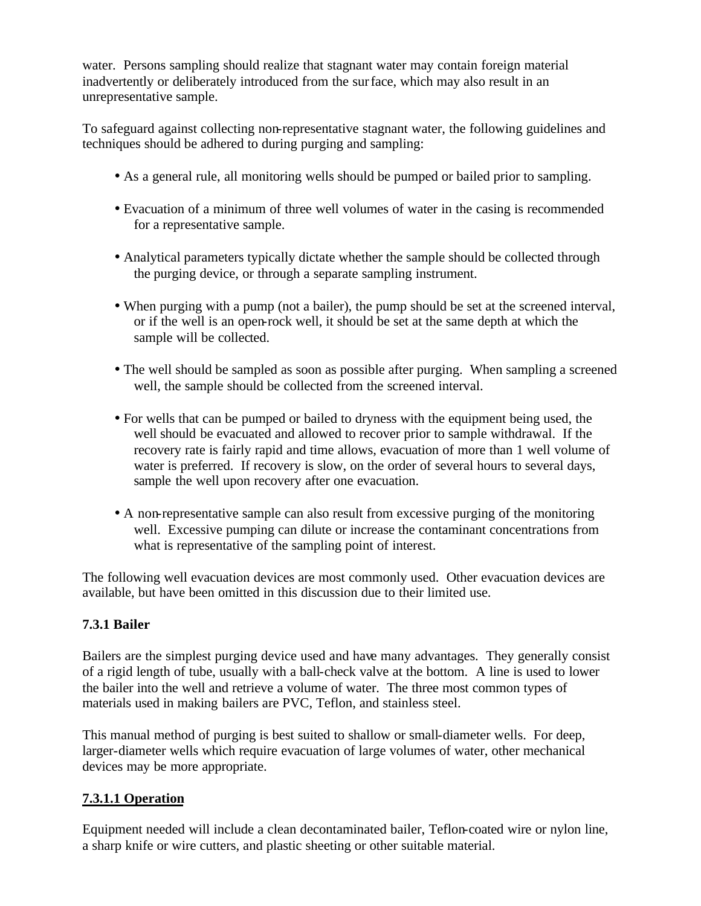water. Persons sampling should realize that stagnant water may contain foreign material inadvertently or deliberately introduced from the surface, which may also result in an unrepresentative sample.

To safeguard against collecting non-representative stagnant water, the following guidelines and techniques should be adhered to during purging and sampling:

- As a general rule, all monitoring wells should be pumped or bailed prior to sampling.
- Evacuation of a minimum of three well volumes of water in the casing is recommended for a representative sample.
- Analytical parameters typically dictate whether the sample should be collected through the purging device, or through a separate sampling instrument.
- When purging with a pump (not a bailer), the pump should be set at the screened interval, or if the well is an open-rock well, it should be set at the same depth at which the sample will be collected.
- The well should be sampled as soon as possible after purging. When sampling a screened well, the sample should be collected from the screened interval.
- For wells that can be pumped or bailed to dryness with the equipment being used, the well should be evacuated and allowed to recover prior to sample withdrawal. If the recovery rate is fairly rapid and time allows, evacuation of more than 1 well volume of water is preferred. If recovery is slow, on the order of several hours to several days, sample the well upon recovery after one evacuation.
- A non-representative sample can also result from excessive purging of the monitoring well. Excessive pumping can dilute or increase the contaminant concentrations from what is representative of the sampling point of interest.

The following well evacuation devices are most commonly used. Other evacuation devices are available, but have been omitted in this discussion due to their limited use.

### 7.3.1 Bailer

Bailers are the simplest purging device used and have many advantages. They generally consist of a rigid length of tube, usually with a ball-check valve at the bottom. A line is used to lower the bailer into the well and retrieve a volume of water. The three most common types of materials used in making bailers are PVC, Teflon, and stainless steel.

This manual method of purging is best suited to shallow or small-diameter wells. For deep, larger-diameter wells which require evacuation of large volumes of water, other mechanical devices may be more appropriate.

#### 7.3.1.1 Operation

Equipment needed will include a clean decontaminated bailer, Teflon-coated wire or nylon line, a sharp knife or wire cutters, and plastic sheeting or other suitable material.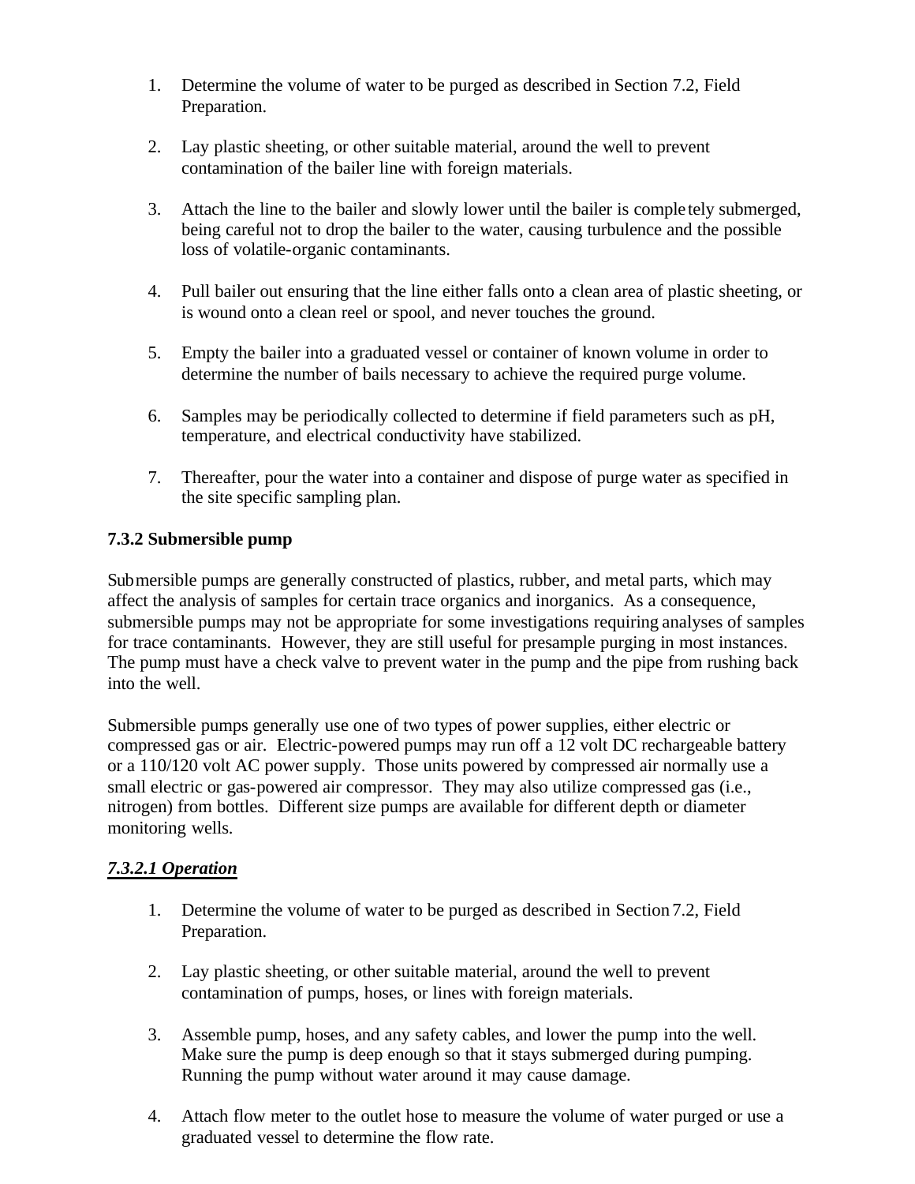1. Determine the volume of water to be purged as described in Section 7.2, Field Preparation.

2. Lay plastic sheeting, or other suitable material, around the well to prevent contamination of the bailer line with foreign materials.

3. Attach the line to the bailer and slowly lower until the bailer is completely submerged, being careful not to drop the bailer to the water, causing turbulence and the possible loss of volatile-organic contaminants.

4. Pull bailer out ensuring that the line either falls onto a clean area of plastic sheeting, or is wound onto a clean reel or spool, and never touches the ground.

5. Empty the bailer into a graduated vessel or container of known volume in order to determine the number of bails necessary to achieve the required purge volume.

6. Samples may be periodically collected to determine if field parameters such as pH, temperature, and electrical conductivity have stabilized.

7. Thereafter, pour the water into a container and dispose of purge water as specified in the site specific sampling plan.

### 7.3.2 Submersible pump

Submersible pumps are generally constructed of plastics, rubber, and metal parts, which may affect the analysis of samples for certain trace organics and inorganics. As a consequence, submersible pumps may not be appropriate for some investigations requiring analyses of samples for trace contaminants. However, they are still useful for presample purging in most instances. The pump must have a check valve to prevent water in the pump and the pipe from rushing back into the well.

Submersible pumps generally use one of two types of power supplies, either electric or compressed gas or air. Electric-powered pumps may run off a 12 volt DC rechargeable battery or a 110/120 volt AC power supply. Those units powered by compressed air normally use a small electric or gas-powered air compressor. They may also utilize compressed gas (i.e., nitrogen) from bottles. Different size pumps are available for different depth or diameter monitoring wells.

#### ***7.3.2.1 Operation***

1. Determine the volume of water to be purged as described in Section 7.2, Field Preparation.

2. Lay plastic sheeting, or other suitable material, around the well to prevent contamination of pumps, hoses, or lines with foreign materials.

3. Assemble pump, hoses, and any safety cables, and lower the pump into the well. Make sure the pump is deep enough so that it stays submerged during pumping. Running the pump without water around it may cause damage.

4. Attach flow meter to the outlet hose to measure the volume of water purged or use a graduated vessel to determine the flow rate.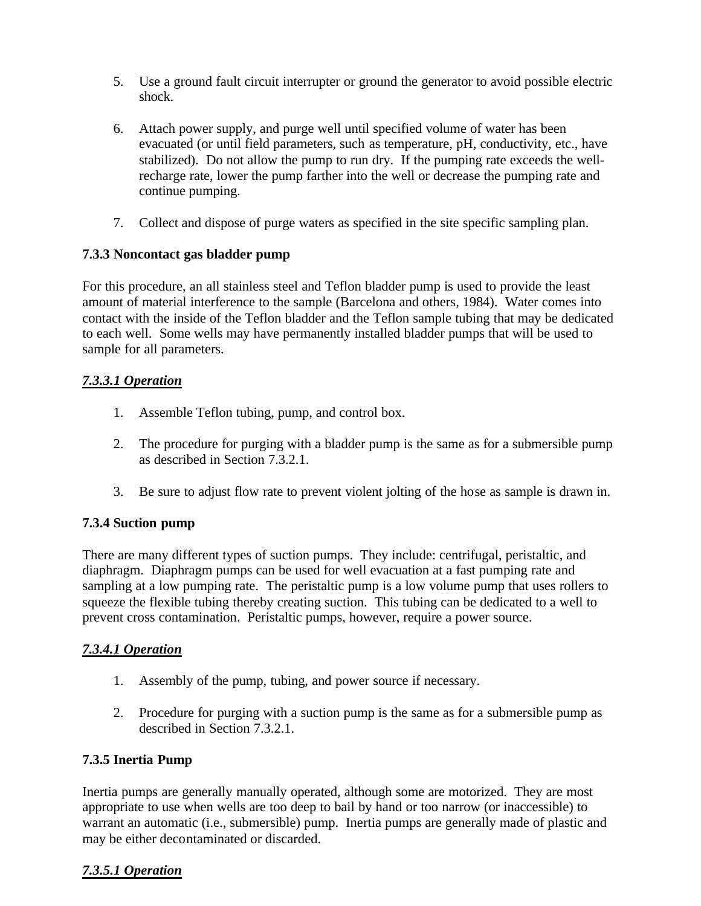5. Use a ground fault circuit interrupter or ground the generator to avoid possible electric shock.

6. Attach power supply, and purge well until specified volume of water has been evacuated (or until field parameters, such as temperature, pH, conductivity, etc., have stabilized). Do not allow the pump to run dry. If the pumping rate exceeds the well-recharge rate, lower the pump farther into the well or decrease the pumping rate and continue pumping.

7. Collect and dispose of purge waters as specified in the site specific sampling plan.

### 7.3.3 Noncontact gas bladder pump

For this procedure, an all stainless steel and Teflon bladder pump is used to provide the least amount of material interference to the sample (Barcelona and others, 1984). Water comes into contact with the inside of the Teflon bladder and the Teflon sample tubing that may be dedicated to each well. Some wells may have permanently installed bladder pumps that will be used to sample for all parameters.

#### ***7.3.3.1 Operation***

1. Assemble Teflon tubing, pump, and control box.

2. The procedure for purging with a bladder pump is the same as for a submersible pump as described in Section 7.3.2.1.

3. Be sure to adjust flow rate to prevent violent jolting of the hose as sample is drawn in.

### 7.3.4 Suction pump

There are many different types of suction pumps. They include: centrifugal, peristaltic, and diaphragm. Diaphragm pumps can be used for well evacuation at a fast pumping rate and sampling at a low pumping rate. The peristaltic pump is a low volume pump that uses rollers to squeeze the flexible tubing thereby creating suction. This tubing can be dedicated to a well to prevent cross contamination. Peristaltic pumps, however, require a power source.

#### ***7.3.4.1 Operation***

1. Assembly of the pump, tubing, and power source if necessary.

2. Procedure for purging with a suction pump is the same as for a submersible pump as described in Section 7.3.2.1.

### 7.3.5 Inertia Pump

Inertia pumps are generally manually operated, although some are motorized. They are most appropriate to use when wells are too deep to bail by hand or too narrow (or inaccessible) to warrant an automatic (i.e., submersible) pump. Inertia pumps are generally made of plastic and may be either decontaminated or discarded.

#### ***7.3.5.1 Operation***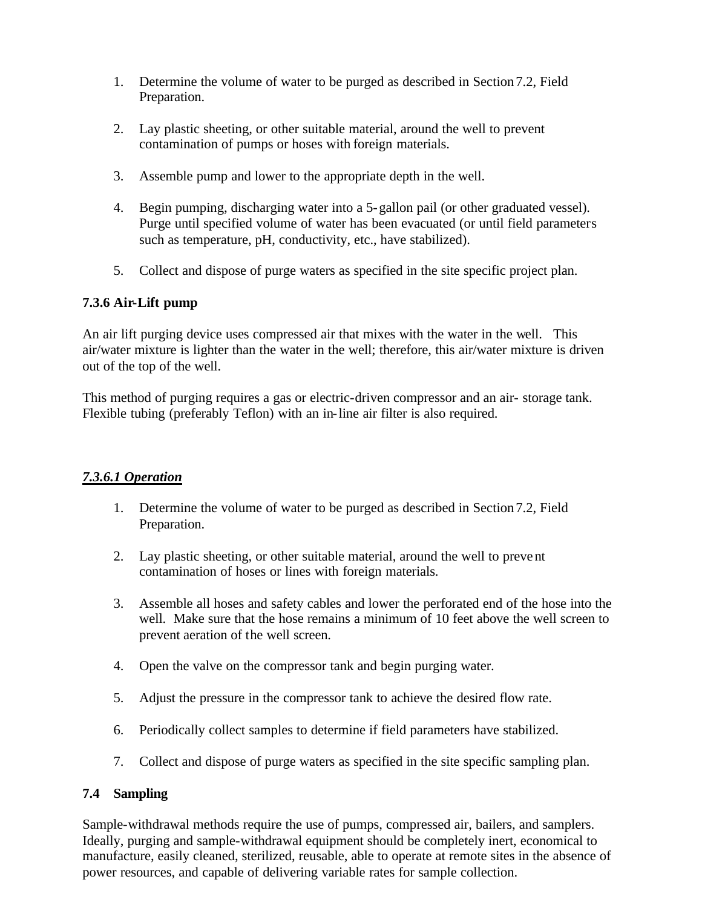1. Determine the volume of water to be purged as described in Section 7.2, Field Preparation.

2. Lay plastic sheeting, or other suitable material, around the well to prevent contamination of pumps or hoses with foreign materials.

3. Assemble pump and lower to the appropriate depth in the well.

4. Begin pumping, discharging water into a 5-gallon pail (or other graduated vessel). Purge until specified volume of water has been evacuated (or until field parameters such as temperature, pH, conductivity, etc., have stabilized).

5. Collect and dispose of purge waters as specified in the site specific project plan.

### 7.3.6 Air-Lift pump

An air lift purging device uses compressed air that mixes with the water in the well. This air/water mixture is lighter than the water in the well; therefore, this air/water mixture is driven out of the top of the well.

This method of purging requires a gas or electric-driven compressor and an air- storage tank. Flexible tubing (preferably Teflon) with an in-line air filter is also required.

#### ***7.3.6.1 Operation***

1. Determine the volume of water to be purged as described in Section 7.2, Field Preparation.

2. Lay plastic sheeting, or other suitable material, around the well to prevent contamination of hoses or lines with foreign materials.

3. Assemble all hoses and safety cables and lower the perforated end of the hose into the well. Make sure that the hose remains a minimum of 10 feet above the well screen to prevent aeration of the well screen.

4. Open the valve on the compressor tank and begin purging water.

5. Adjust the pressure in the compressor tank to achieve the desired flow rate.

6. Periodically collect samples to determine if field parameters have stabilized.

7. Collect and dispose of purge waters as specified in the site specific sampling plan.

### 7.4 Sampling

Sample-withdrawal methods require the use of pumps, compressed air, bailers, and samplers. Ideally, purging and sample-withdrawal equipment should be completely inert, economical to manufacture, easily cleaned, sterilized, reusable, able to operate at remote sites in the absence of power resources, and capable of delivering variable rates for sample collection.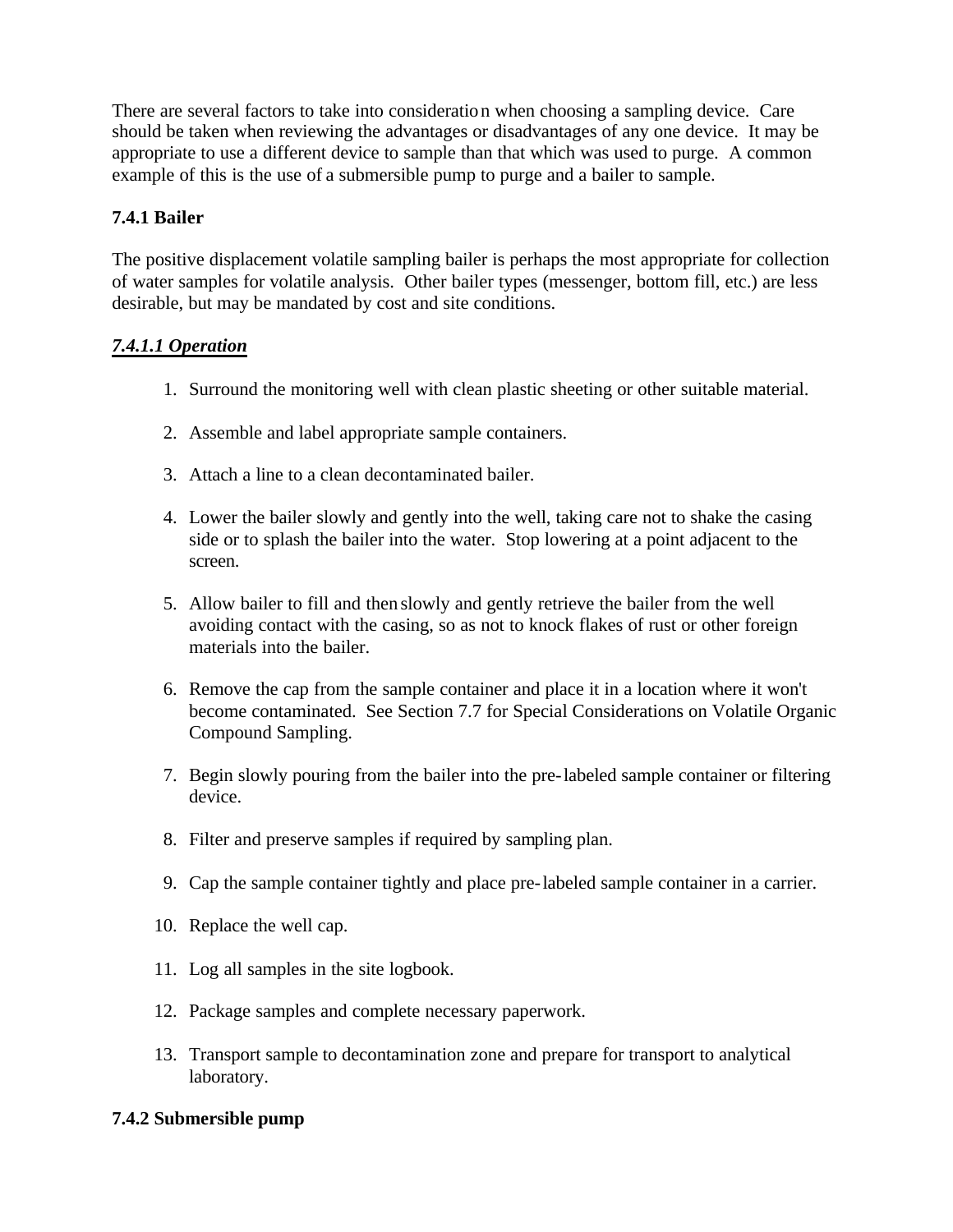There are several factors to take into consideration when choosing a sampling device. Care should be taken when reviewing the advantages or disadvantages of any one device. It may be appropriate to use a different device to sample than that which was used to purge. A common example of this is the use of a submersible pump to purge and a bailer to sample.

### 7.4.1 Bailer

The positive displacement volatile sampling bailer is perhaps the most appropriate for collection of water samples for volatile analysis. Other bailer types (messenger, bottom fill, etc.) are less desirable, but may be mandated by cost and site conditions.

#### ***7.4.1.1 Operation***

1. Surround the monitoring well with clean plastic sheeting or other suitable material.
2. Assemble and label appropriate sample containers.
3. Attach a line to a clean decontaminated bailer.
4. Lower the bailer slowly and gently into the well, taking care not to shake the casing side or to splash the bailer into the water. Stop lowering at a point adjacent to the screen.
5. Allow bailer to fill and then slowly and gently retrieve the bailer from the well avoiding contact with the casing, so as not to knock flakes of rust or other foreign materials into the bailer.
6. Remove the cap from the sample container and place it in a location where it won't become contaminated. See Section 7.7 for Special Considerations on Volatile Organic Compound Sampling.
7. Begin slowly pouring from the bailer into the pre-labeled sample container or filtering device.
8. Filter and preserve samples if required by sampling plan.
9. Cap the sample container tightly and place pre-labeled sample container in a carrier.
10. Replace the well cap.
11. Log all samples in the site logbook.
12. Package samples and complete necessary paperwork.
13. Transport sample to decontamination zone and prepare for transport to analytical laboratory.

### 7.4.2 Submersible pump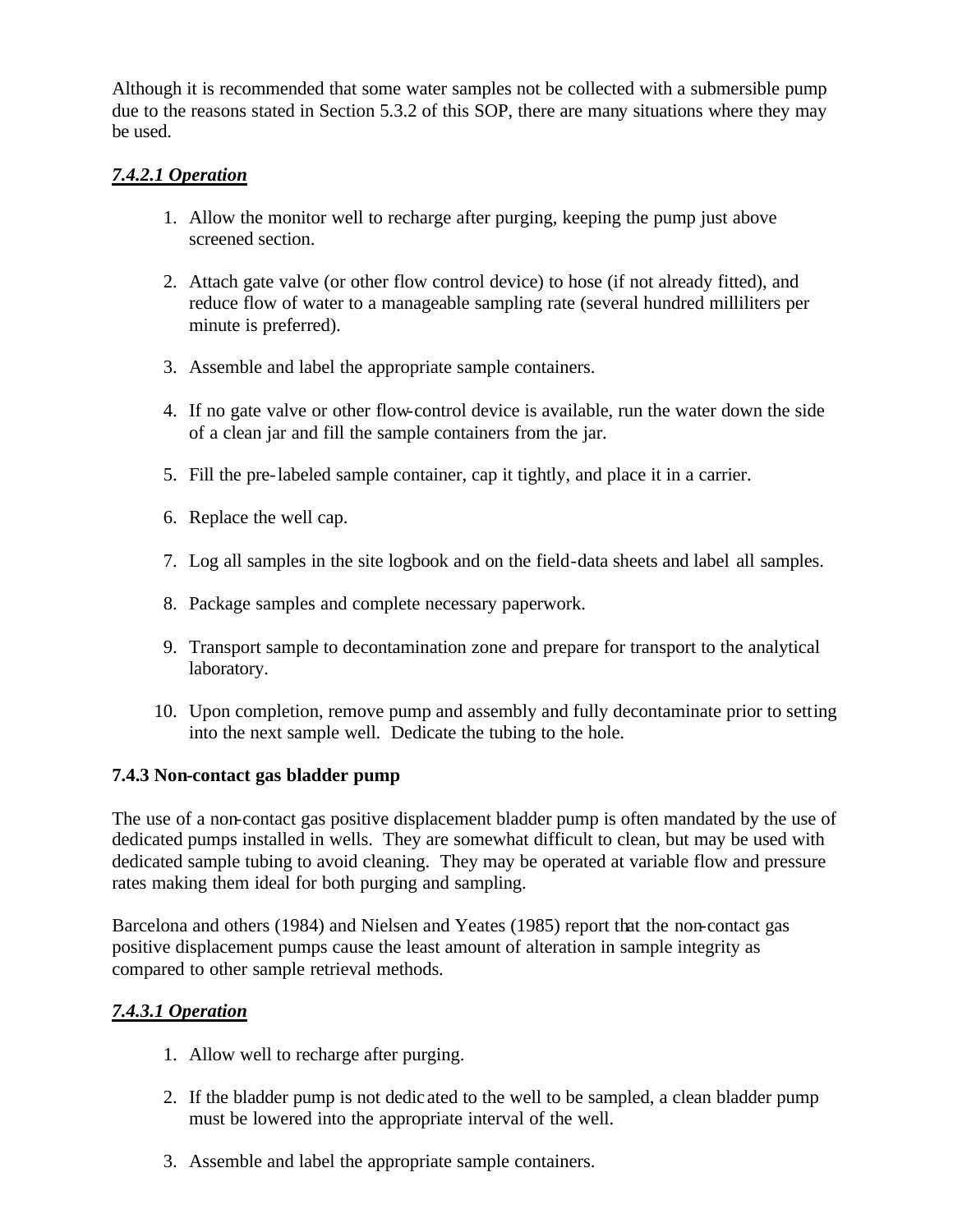Although it is recommended that some water samples not be collected with a submersible pump due to the reasons stated in Section 5.3.2 of this SOP, there are many situations where they may be used.

#### *7.4.2.1 Operation*

1. Allow the monitor well to recharge after purging, keeping the pump just above screened section.

2. Attach gate valve (or other flow control device) to hose (if not already fitted), and reduce flow of water to a manageable sampling rate (several hundred milliliters per minute is preferred).

3. Assemble and label the appropriate sample containers.

4. If no gate valve or other flow-control device is available, run the water down the side of a clean jar and fill the sample containers from the jar.

5. Fill the pre-labeled sample container, cap it tightly, and place it in a carrier.

6. Replace the well cap.

7. Log all samples in the site logbook and on the field-data sheets and label all samples.

8. Package samples and complete necessary paperwork.

9. Transport sample to decontamination zone and prepare for transport to the analytical laboratory.

10. Upon completion, remove pump and assembly and fully decontaminate prior to setting into the next sample well. Dedicate the tubing to the hole.

### 7.4.3 Non-contact gas bladder pump

The use of a non-contact gas positive displacement bladder pump is often mandated by the use of dedicated pumps installed in wells. They are somewhat difficult to clean, but may be used with dedicated sample tubing to avoid cleaning. They may be operated at variable flow and pressure rates making them ideal for both purging and sampling.

Barcelona and others (1984) and Nielsen and Yeates (1985) report that the non-contact gas positive displacement pumps cause the least amount of alteration in sample integrity as compared to other sample retrieval methods.

#### *7.4.3.1 Operation*

1. Allow well to recharge after purging.

2. If the bladder pump is not dedicated to the well to be sampled, a clean bladder pump must be lowered into the appropriate interval of the well.

3. Assemble and label the appropriate sample containers.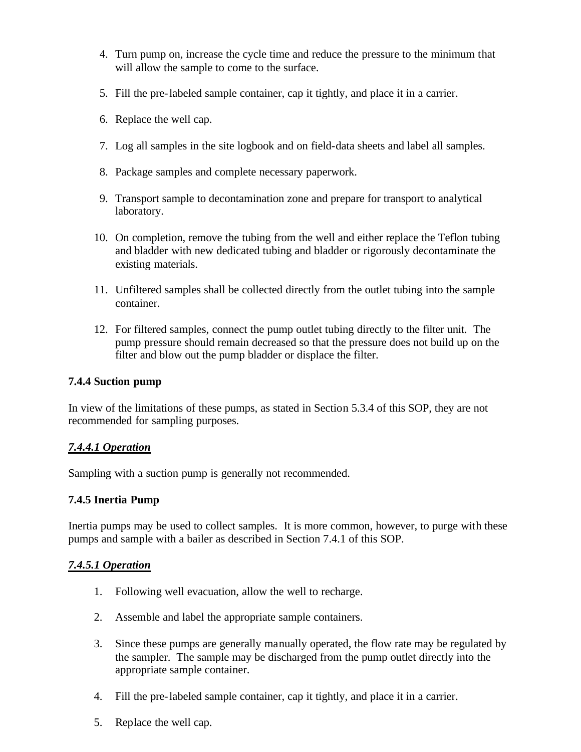4. Turn pump on, increase the cycle time and reduce the pressure to the minimum that will allow the sample to come to the surface.

5. Fill the pre-labeled sample container, cap it tightly, and place it in a carrier.

6. Replace the well cap.

7. Log all samples in the site logbook and on field-data sheets and label all samples.

8. Package samples and complete necessary paperwork.

9. Transport sample to decontamination zone and prepare for transport to analytical laboratory.

10. On completion, remove the tubing from the well and either replace the Teflon tubing and bladder with new dedicated tubing and bladder or rigorously decontaminate the existing materials.

11. Unfiltered samples shall be collected directly from the outlet tubing into the sample container.

12. For filtered samples, connect the pump outlet tubing directly to the filter unit. The pump pressure should remain decreased so that the pressure does not build up on the filter and blow out the pump bladder or displace the filter.

### 7.4.4 Suction pump

In view of the limitations of these pumps, as stated in Section 5.3.4 of this SOP, they are not recommended for sampling purposes.

#### ***7.4.4.1 Operation***

Sampling with a suction pump is generally not recommended.

### 7.4.5 Inertia Pump

Inertia pumps may be used to collect samples. It is more common, however, to purge with these pumps and sample with a bailer as described in Section 7.4.1 of this SOP.

#### ***7.4.5.1 Operation***

1. Following well evacuation, allow the well to recharge.

2. Assemble and label the appropriate sample containers.

3. Since these pumps are generally manually operated, the flow rate may be regulated by the sampler. The sample may be discharged from the pump outlet directly into the appropriate sample container.

4. Fill the pre-labeled sample container, cap it tightly, and place it in a carrier.

5. Replace the well cap.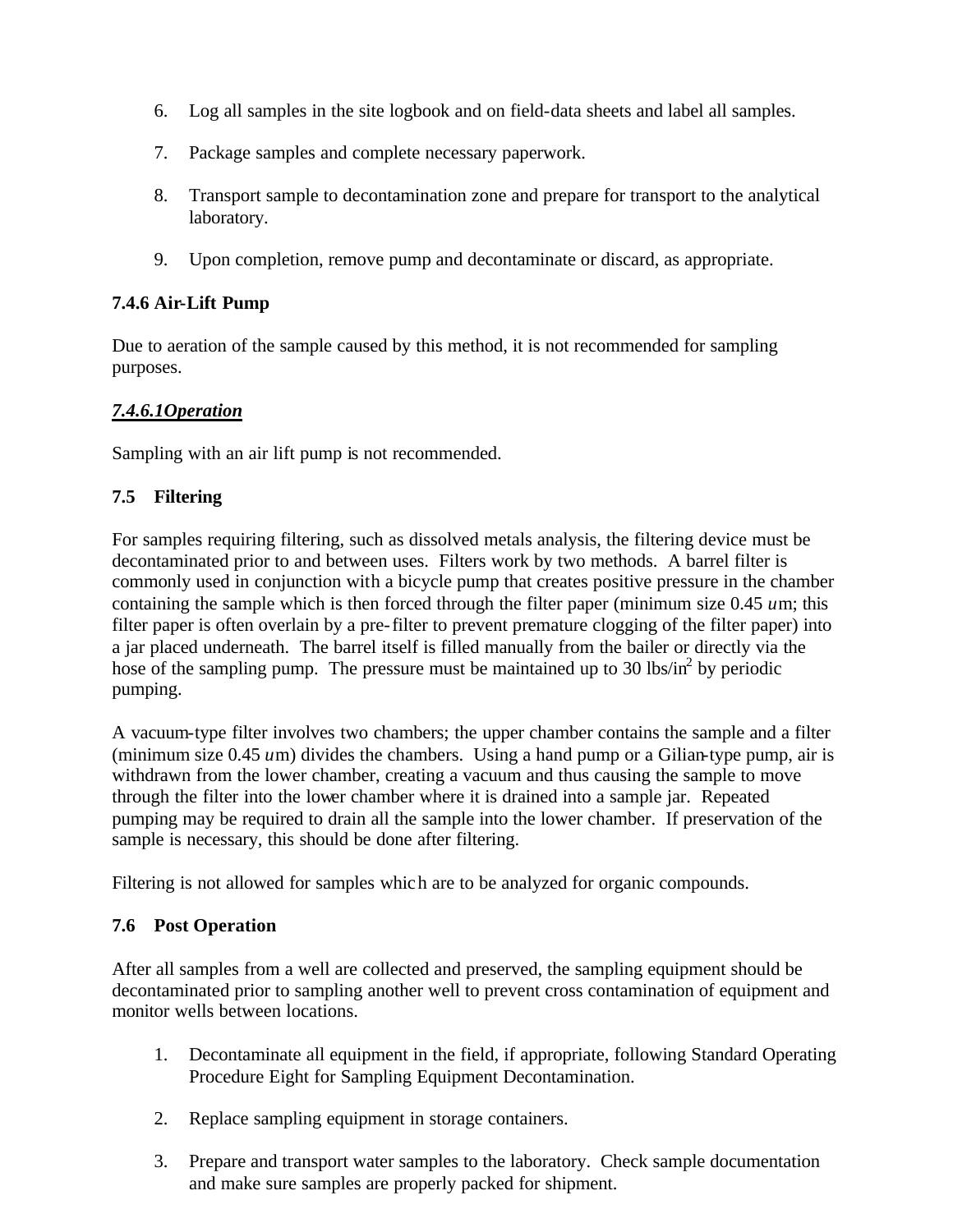6. Log all samples in the site logbook and on field-data sheets and label all samples.

7. Package samples and complete necessary paperwork.

8. Transport sample to decontamination zone and prepare for transport to the analytical laboratory.

9. Upon completion, remove pump and decontaminate or discard, as appropriate.

### 7.4.6 Air-Lift Pump

Due to aeration of the sample caused by this method, it is not recommended for sampling purposes.

#### ***7.4.6.1Operation***

Sampling with an air lift pump is not recommended.

### 7.5 Filtering

For samples requiring filtering, such as dissolved metals analysis, the filtering device must be decontaminated prior to and between uses. Filters work by two methods. A barrel filter is commonly used in conjunction with a bicycle pump that creates positive pressure in the chamber containing the sample which is then forced through the filter paper (minimum size 0.45 *u*m; this filter paper is often overlain by a pre-filter to prevent premature clogging of the filter paper) into a jar placed underneath. The barrel itself is filled manually from the bailer or directly via the hose of the sampling pump. The pressure must be maintained up to 30 lbs/in$^2$ by periodic pumping.

A vacuum-type filter involves two chambers; the upper chamber contains the sample and a filter (minimum size 0.45 *u*m) divides the chambers. Using a hand pump or a Gilian-type pump, air is withdrawn from the lower chamber, creating a vacuum and thus causing the sample to move through the filter into the lower chamber where it is drained into a sample jar. Repeated pumping may be required to drain all the sample into the lower chamber. If preservation of the sample is necessary, this should be done after filtering.

Filtering is not allowed for samples which are to be analyzed for organic compounds.

### 7.6 Post Operation

After all samples from a well are collected and preserved, the sampling equipment should be decontaminated prior to sampling another well to prevent cross contamination of equipment and monitor wells between locations.

1. Decontaminate all equipment in the field, if appropriate, following Standard Operating Procedure Eight for Sampling Equipment Decontamination.

2. Replace sampling equipment in storage containers.

3. Prepare and transport water samples to the laboratory. Check sample documentation and make sure samples are properly packed for shipment.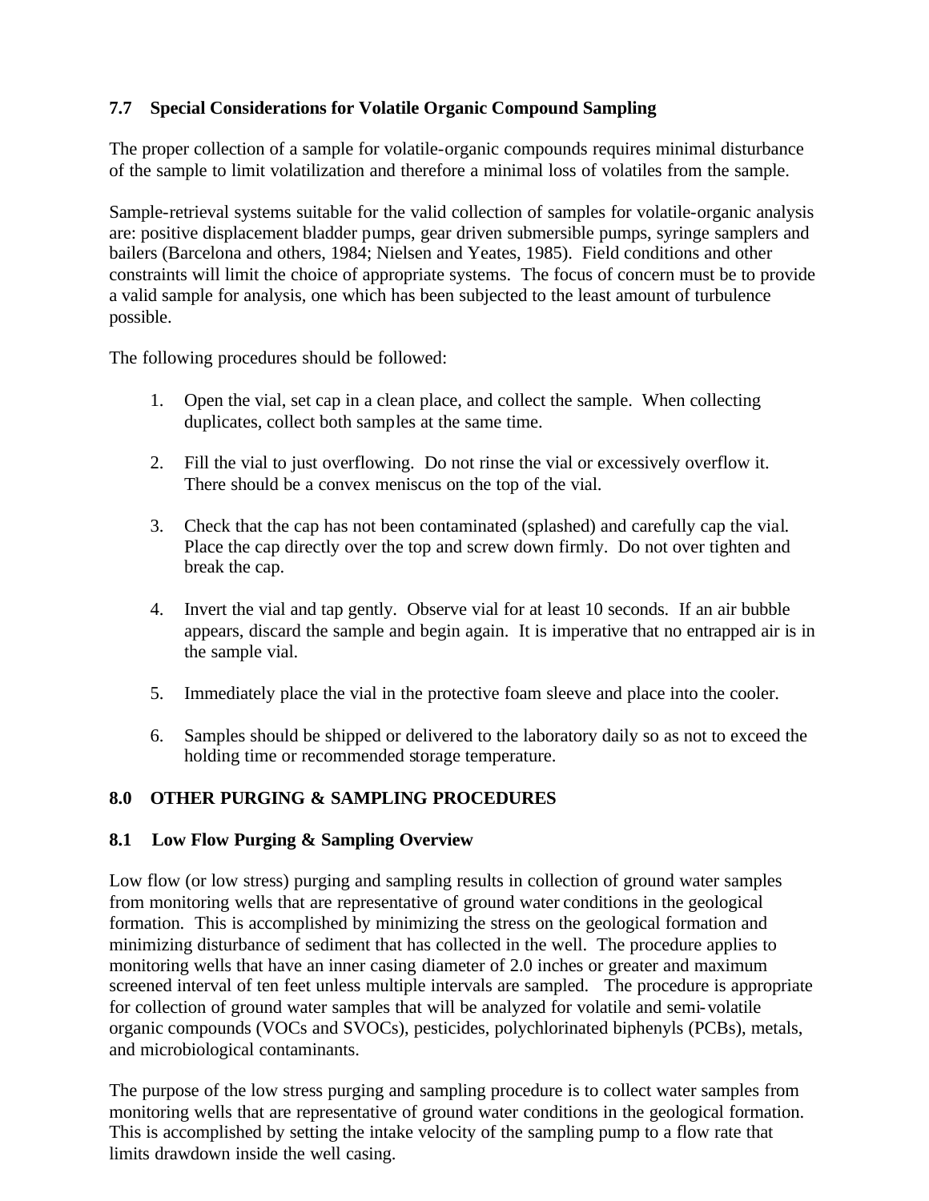### 7.7 Special Considerations for Volatile Organic Compound Sampling

The proper collection of a sample for volatile-organic compounds requires minimal disturbance of the sample to limit volatilization and therefore a minimal loss of volatiles from the sample.

Sample-retrieval systems suitable for the valid collection of samples for volatile-organic analysis are: positive displacement bladder pumps, gear driven submersible pumps, syringe samplers and bailers (Barcelona and others, 1984; Nielsen and Yeates, 1985). Field conditions and other constraints will limit the choice of appropriate systems. The focus of concern must be to provide a valid sample for analysis, one which has been subjected to the least amount of turbulence possible.

The following procedures should be followed:

1. Open the vial, set cap in a clean place, and collect the sample. When collecting duplicates, collect both samples at the same time.

2. Fill the vial to just overflowing. Do not rinse the vial or excessively overflow it. There should be a convex meniscus on the top of the vial.

3. Check that the cap has not been contaminated (splashed) and carefully cap the vial. Place the cap directly over the top and screw down firmly. Do not over tighten and break the cap.

4. Invert the vial and tap gently. Observe vial for at least 10 seconds. If an air bubble appears, discard the sample and begin again. It is imperative that no entrapped air is in the sample vial.

5. Immediately place the vial in the protective foam sleeve and place into the cooler.

6. Samples should be shipped or delivered to the laboratory daily so as not to exceed the holding time or recommended storage temperature.

## 8.0 OTHER PURGING & SAMPLING PROCEDURES

### 8.1 Low Flow Purging & Sampling Overview

Low flow (or low stress) purging and sampling results in collection of ground water samples from monitoring wells that are representative of ground water conditions in the geological formation. This is accomplished by minimizing the stress on the geological formation and minimizing disturbance of sediment that has collected in the well. The procedure applies to monitoring wells that have an inner casing diameter of 2.0 inches or greater and maximum screened interval of ten feet unless multiple intervals are sampled. The procedure is appropriate for collection of ground water samples that will be analyzed for volatile and semi-volatile organic compounds (VOCs and SVOCs), pesticides, polychlorinated biphenyls (PCBs), metals, and microbiological contaminants.

The purpose of the low stress purging and sampling procedure is to collect water samples from monitoring wells that are representative of ground water conditions in the geological formation. This is accomplished by setting the intake velocity of the sampling pump to a flow rate that limits drawdown inside the well casing.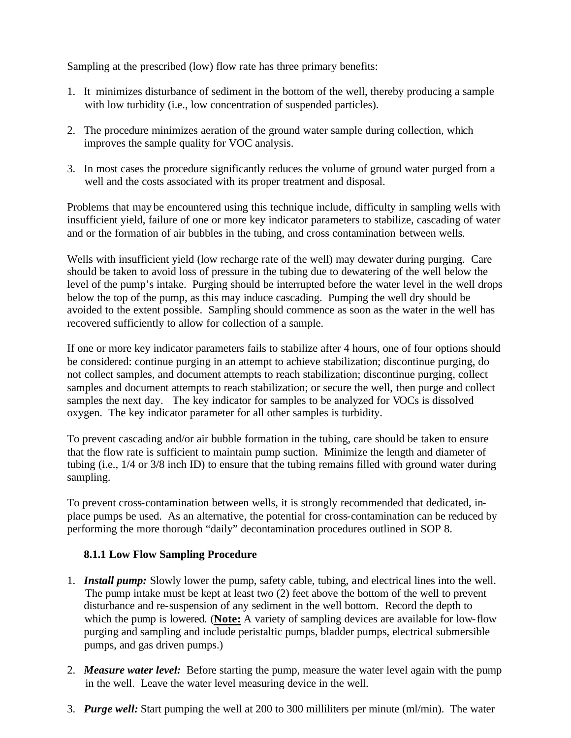Sampling at the prescribed (low) flow rate has three primary benefits:

1. It minimizes disturbance of sediment in the bottom of the well, thereby producing a sample with low turbidity (i.e., low concentration of suspended particles).

2. The procedure minimizes aeration of the ground water sample during collection, which improves the sample quality for VOC analysis.

3. In most cases the procedure significantly reduces the volume of ground water purged from a well and the costs associated with its proper treatment and disposal.

Problems that may be encountered using this technique include, difficulty in sampling wells with insufficient yield, failure of one or more key indicator parameters to stabilize, cascading of water and or the formation of air bubbles in the tubing, and cross contamination between wells.

Wells with insufficient yield (low recharge rate of the well) may dewater during purging. Care should be taken to avoid loss of pressure in the tubing due to dewatering of the well below the level of the pump's intake. Purging should be interrupted before the water level in the well drops below the top of the pump, as this may induce cascading. Pumping the well dry should be avoided to the extent possible. Sampling should commence as soon as the water in the well has recovered sufficiently to allow for collection of a sample.

If one or more key indicator parameters fails to stabilize after 4 hours, one of four options should be considered: continue purging in an attempt to achieve stabilization; discontinue purging, do not collect samples, and document attempts to reach stabilization; discontinue purging, collect samples and document attempts to reach stabilization; or secure the well, then purge and collect samples the next day. The key indicator for samples to be analyzed for VOCs is dissolved oxygen. The key indicator parameter for all other samples is turbidity.

To prevent cascading and/or air bubble formation in the tubing, care should be taken to ensure that the flow rate is sufficient to maintain pump suction. Minimize the length and diameter of tubing (i.e., 1/4 or 3/8 inch ID) to ensure that the tubing remains filled with ground water during sampling.

To prevent cross-contamination between wells, it is strongly recommended that dedicated, in-place pumps be used. As an alternative, the potential for cross-contamination can be reduced by performing the more thorough "daily" decontamination procedures outlined in SOP 8.

### 8.1.1 Low Flow Sampling Procedure

1. ***Install pump:*** Slowly lower the pump, safety cable, tubing, and electrical lines into the well. The pump intake must be kept at least two (2) feet above the bottom of the well to prevent disturbance and re-suspension of any sediment in the well bottom. Record the depth to which the pump is lowered. (**Note:** A variety of sampling devices are available for low-flow purging and sampling and include peristaltic pumps, bladder pumps, electrical submersible pumps, and gas driven pumps.)

2. ***Measure water level:*** Before starting the pump, measure the water level again with the pump in the well. Leave the water level measuring device in the well.

3. ***Purge well:*** Start pumping the well at 200 to 300 milliliters per minute (ml/min). The water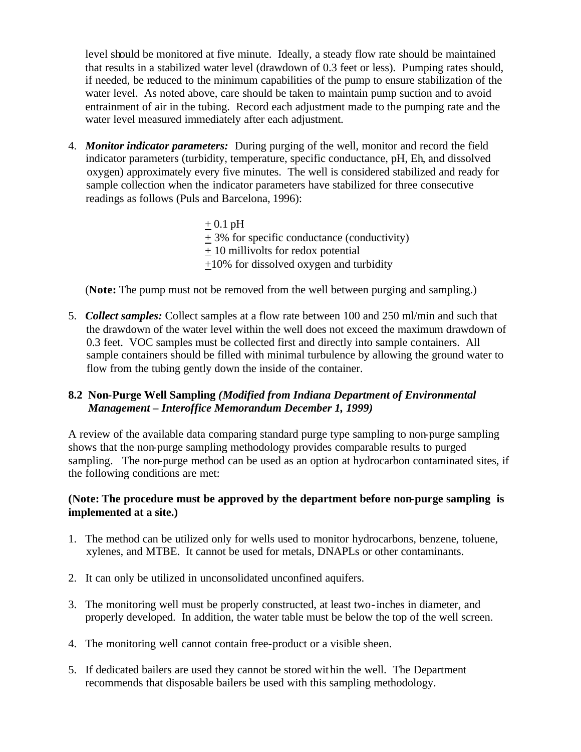level should be monitored at five minute. Ideally, a steady flow rate should be maintained that results in a stabilized water level (drawdown of 0.3 feet or less). Pumping rates should, if needed, be reduced to the minimum capabilities of the pump to ensure stabilization of the water level. As noted above, care should be taken to maintain pump suction and to avoid entrainment of air in the tubing. Record each adjustment made to the pumping rate and the water level measured immediately after each adjustment.

4. ***Monitor indicator parameters:*** During purging of the well, monitor and record the field indicator parameters (turbidity, temperature, specific conductance, pH, Eh, and dissolved oxygen) approximately every five minutes. The well is considered stabilized and ready for sample collection when the indicator parameters have stabilized for three consecutive readings as follows (Puls and Barcelona, 1996):

   $\pm$ 0.1 pH
   $\pm$ 3% for specific conductance (conductivity)
   $\pm$ 10 millivolts for redox potential
   $\pm$10% for dissolved oxygen and turbidity

   (**Note:** The pump must not be removed from the well between purging and sampling.)

5. ***Collect samples:*** Collect samples at a flow rate between 100 and 250 ml/min and such that the drawdown of the water level within the well does not exceed the maximum drawdown of 0.3 feet. VOC samples must be collected first and directly into sample containers. All sample containers should be filled with minimal turbulence by allowing the ground water to flow from the tubing gently down the inside of the container.

### 8.2 Non-Purge Well Sampling *(Modified from Indiana Department of Environmental Management – Interoffice Memorandum December 1, 1999)*

A review of the available data comparing standard purge type sampling to non-purge sampling shows that the non-purge sampling methodology provides comparable results to purged sampling. The non-purge method can be used as an option at hydrocarbon contaminated sites, if the following conditions are met:

**(Note: The procedure must be approved by the department before non-purge sampling is implemented at a site.)**

1. The method can be utilized only for wells used to monitor hydrocarbons, benzene, toluene, xylenes, and MTBE. It cannot be used for metals, DNAPLs or other contaminants.

2. It can only be utilized in unconsolidated unconfined aquifers.

3. The monitoring well must be properly constructed, at least two-inches in diameter, and properly developed. In addition, the water table must be below the top of the well screen.

4. The monitoring well cannot contain free-product or a visible sheen.

5. If dedicated bailers are used they cannot be stored within the well. The Department recommends that disposable bailers be used with this sampling methodology.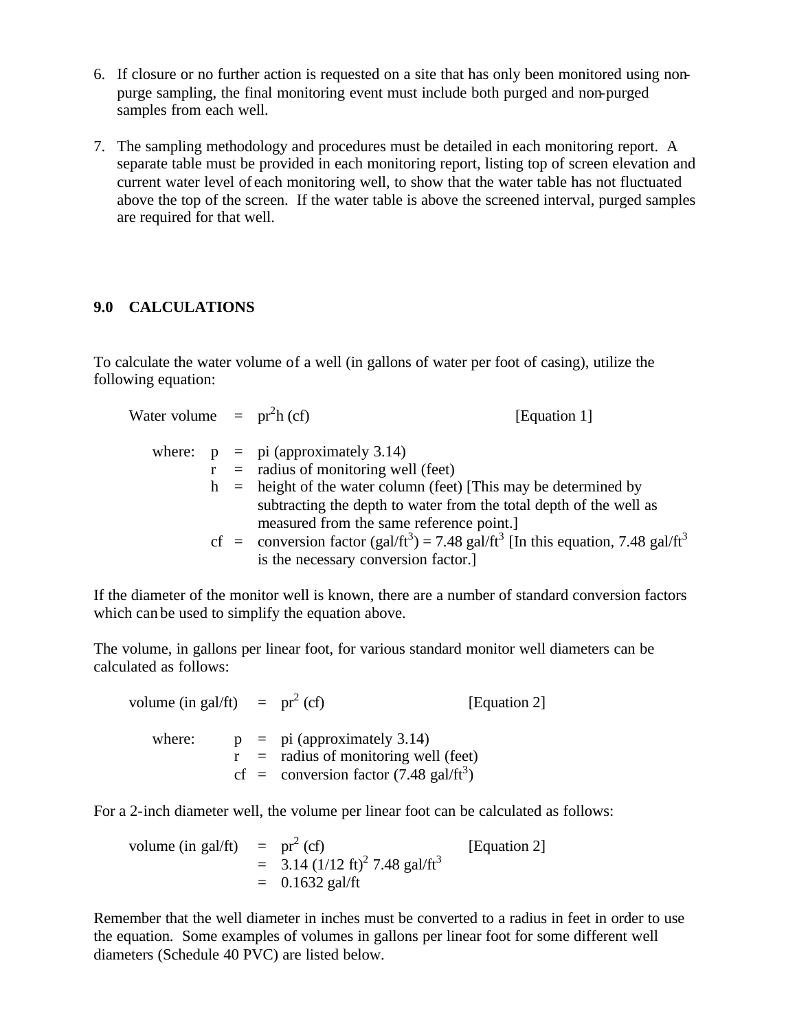6. If closure or no further action is requested on a site that has only been monitored using non-purge sampling, the final monitoring event must include both purged and non-purged samples from each well.

7. The sampling methodology and procedures must be detailed in each monitoring report. A separate table must be provided in each monitoring report, listing top of screen elevation and current water level of each monitoring well, to show that the water table has not fluctuated above the top of the screen. If the water table is above the screened interval, purged samples are required for that well.

## 9.0 CALCULATIONS

To calculate the water volume of a well (in gallons of water per foot of casing), utilize the following equation:

$$\text{Water volume} = pr^2h\,(cf) \qquad \text{[Equation 1]}$$

where:
- p = pi (approximately 3.14)
- r = radius of monitoring well (feet)
- h = height of the water column (feet) [This may be determined by subtracting the depth to water from the total depth of the well as measured from the same reference point.]
- cf = conversion factor (gal/ft$^3$) = 7.48 gal/ft$^3$ [In this equation, 7.48 gal/ft$^3$ is the necessary conversion factor.]

If the diameter of the monitor well is known, there are a number of standard conversion factors which can be used to simplify the equation above.

The volume, in gallons per linear foot, for various standard monitor well diameters can be calculated as follows:

$$\text{volume (in gal/ft)} = pr^2\,(cf) \qquad \text{[Equation 2]}$$

where:
- p = pi (approximately 3.14)
- r = radius of monitoring well (feet)
- cf = conversion factor (7.48 gal/ft$^3$)

For a 2-inch diameter well, the volume per linear foot can be calculated as follows:

$$\begin{aligned}\text{volume (in gal/ft)} &= pr^2\,(cf) \qquad \text{[Equation 2]}\\ &= 3.14\,(1/12\text{ ft})^2\ 7.48\text{ gal/ft}^3\\ &= 0.1632\text{ gal/ft}\end{aligned}$$

Remember that the well diameter in inches must be converted to a radius in feet in order to use the equation. Some examples of volumes in gallons per linear foot for some different well diameters (Schedule 40 PVC) are listed below.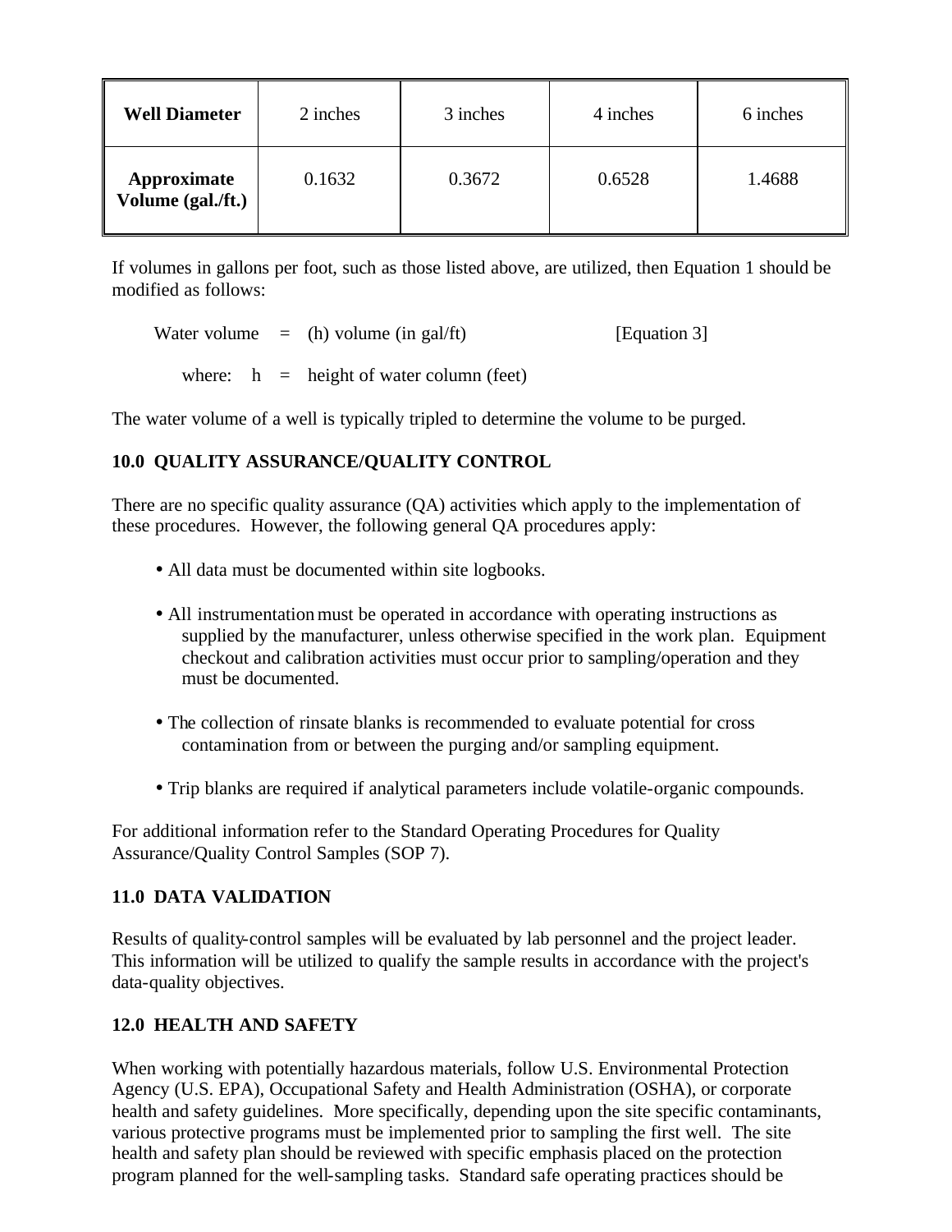| **Well Diameter** | 2 inches | 3 inches | 4 inches | 6 inches |
|---|---|---|---|---|
| **Approximate Volume (gal./ft.)** | 0.1632 | 0.3672 | 0.6528 | 1.4688 |

If volumes in gallons per foot, such as those listed above, are utilized, then Equation 1 should be modified as follows:

Water volume = (h) volume (in gal/ft) [Equation 3]

where: h = height of water column (feet)

The water volume of a well is typically tripled to determine the volume to be purged.

## 10.0 QUALITY ASSURANCE/QUALITY CONTROL

There are no specific quality assurance (QA) activities which apply to the implementation of these procedures. However, the following general QA procedures apply:

- All data must be documented within site logbooks.
- All instrumentation must be operated in accordance with operating instructions as supplied by the manufacturer, unless otherwise specified in the work plan. Equipment checkout and calibration activities must occur prior to sampling/operation and they must be documented.
- The collection of rinsate blanks is recommended to evaluate potential for cross contamination from or between the purging and/or sampling equipment.
- Trip blanks are required if analytical parameters include volatile-organic compounds.

For additional information refer to the Standard Operating Procedures for Quality Assurance/Quality Control Samples (SOP 7).

## 11.0 DATA VALIDATION

Results of quality-control samples will be evaluated by lab personnel and the project leader. This information will be utilized to qualify the sample results in accordance with the project's data-quality objectives.

## 12.0 HEALTH AND SAFETY

When working with potentially hazardous materials, follow U.S. Environmental Protection Agency (U.S. EPA), Occupational Safety and Health Administration (OSHA), or corporate health and safety guidelines. More specifically, depending upon the site specific contaminants, various protective programs must be implemented prior to sampling the first well. The site health and safety plan should be reviewed with specific emphasis placed on the protection program planned for the well-sampling tasks. Standard safe operating practices should be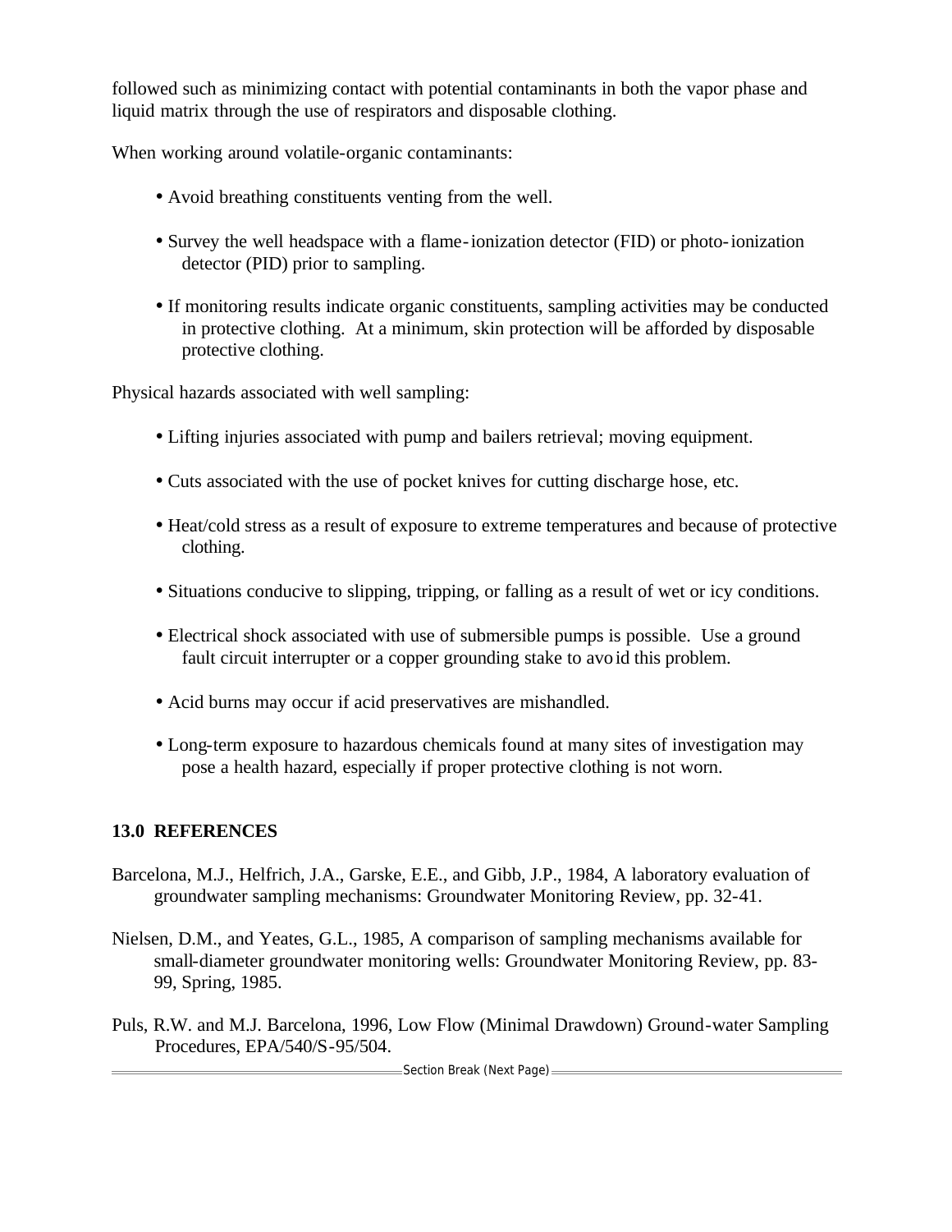followed such as minimizing contact with potential contaminants in both the vapor phase and liquid matrix through the use of respirators and disposable clothing.

When working around volatile-organic contaminants:

- Avoid breathing constituents venting from the well.
- Survey the well headspace with a flame-ionization detector (FID) or photo-ionization detector (PID) prior to sampling.
- If monitoring results indicate organic constituents, sampling activities may be conducted in protective clothing. At a minimum, skin protection will be afforded by disposable protective clothing.

Physical hazards associated with well sampling:

- Lifting injuries associated with pump and bailers retrieval; moving equipment.
- Cuts associated with the use of pocket knives for cutting discharge hose, etc.
- Heat/cold stress as a result of exposure to extreme temperatures and because of protective clothing.
- Situations conducive to slipping, tripping, or falling as a result of wet or icy conditions.
- Electrical shock associated with use of submersible pumps is possible. Use a ground fault circuit interrupter or a copper grounding stake to avoid this problem.
- Acid burns may occur if acid preservatives are mishandled.
- Long-term exposure to hazardous chemicals found at many sites of investigation may pose a health hazard, especially if proper protective clothing is not worn.

## 13.0 REFERENCES

Barcelona, M.J., Helfrich, J.A., Garske, E.E., and Gibb, J.P., 1984, A laboratory evaluation of groundwater sampling mechanisms: Groundwater Monitoring Review, pp. 32-41.

Nielsen, D.M., and Yeates, G.L., 1985, A comparison of sampling mechanisms available for small-diameter groundwater monitoring wells: Groundwater Monitoring Review, pp. 83-99, Spring, 1985.

Puls, R.W. and M.J. Barcelona, 1996, Low Flow (Minimal Drawdown) Ground-water Sampling Procedures, EPA/540/S-95/504.